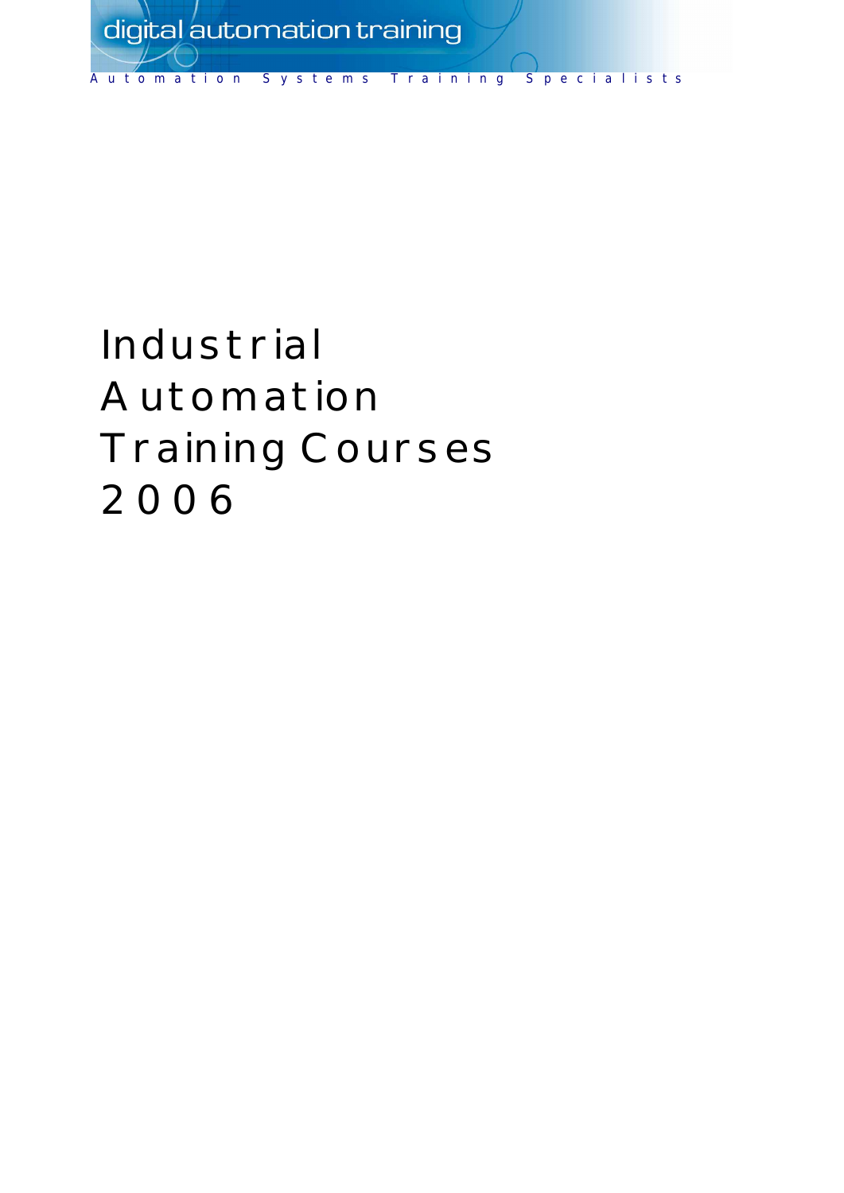digital automation training

Automation Systems Training Specialists

# Industrial Automation Training Courses 2006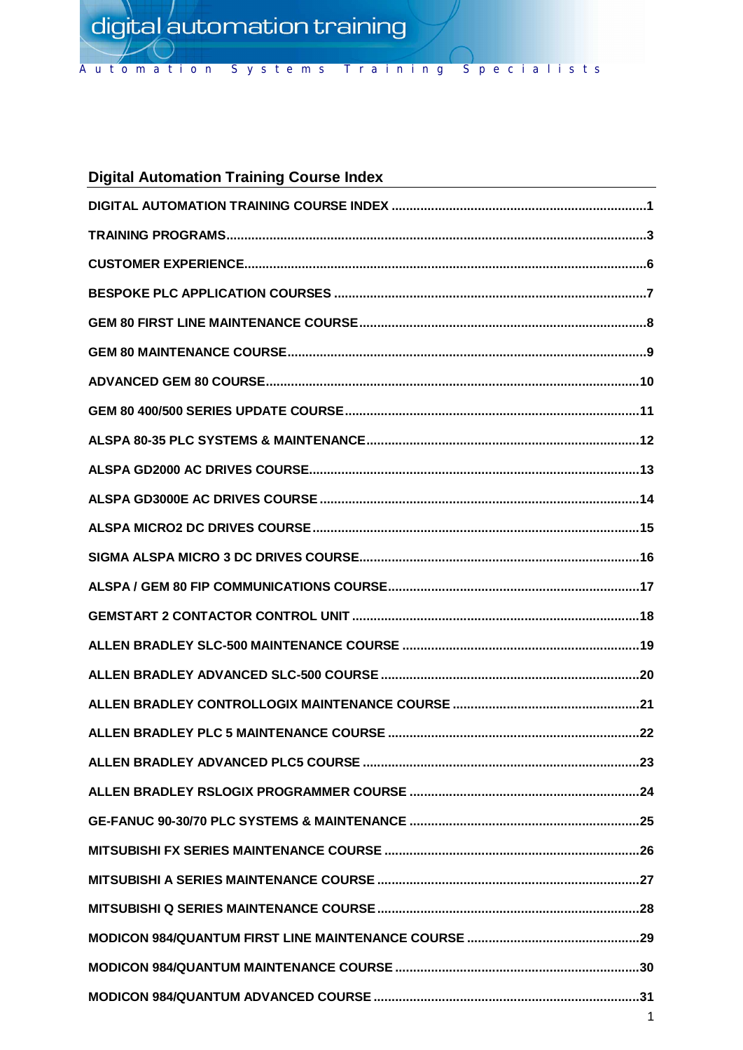## Digital Automation Training Course Index

DIGITAL AUTOMATION TRAINING COURSE INDEX ....................................................................1

TRAINING PROGRAMS...................................................................................................3

CUSTOMER EXPERIENCE...............................................................................................6

BESPOKE PLC APPLICATION COURSES ........................................................................7

GEM 80 FIRST LINE MAINTENANCE COURSE ..................................................................8

GEM 80 MAINTENANCE COURSE.....................................................................................9

ADVANCED GEM 80 COURSE........................................................................................10

GEM 80 400/500 SERIES UPDATE COURSE....................................................................11

ALSPA 80-35 PLC SYSTEMS & MAINTENANCE...............................................................12

ALSPA GD2000 AC DRIVES COURSE..............................................................................13

ALSPA GD3000E AC DRIVES COURSE ...........................................................................14

ALSPA MICRO2 DC DRIVES COURSE.............................................................................15

SIGMA ALSPA MICRO 3 DC DRIVES COURSE..................................................................16

ALSPA / GEM 80 FIP COMMUNICATIONS COURSE...........................................................17

GEMSTART 2 CONTACTOR CONTROL UNIT ...................................................................18

ALLEN BRADLEY SLC-500 MAINTENANCE COURSE ........................................................19

ALLEN BRADLEY ADVANCED SLC-500 COURSE .............................................................20

ALLEN BRADLEY CONTROLLOGIX MAINTENANCE COURSE .............................................21

ALLEN BRADLEY PLC 5 MAINTENANCE COURSE ............................................................22

ALLEN BRADLEY ADVANCED PLC5 COURSE ..................................................................23

ALLEN BRADLEY RSLOGIX PROGRAMMER COURSE .......................................................24

GE-FANUC 90-30/70 PLC SYSTEMS & MAINTENANCE ......................................................25

MITSUBISHI FX SERIES MAINTENANCE COURSE ............................................................26

MITSUBISHI A SERIES MAINTENANCE COURSE ..............................................................27

MITSUBISHI Q SERIES MAINTENANCE COURSE...............................................................28

MODICON 984/QUANTUM FIRST LINE MAINTENANCE COURSE ..........................................29

MODICON 984/QUANTUM MAINTENANCE COURSE ...........................................................30

MODICON 984/QUANTUM ADVANCED COURSE ................................................................31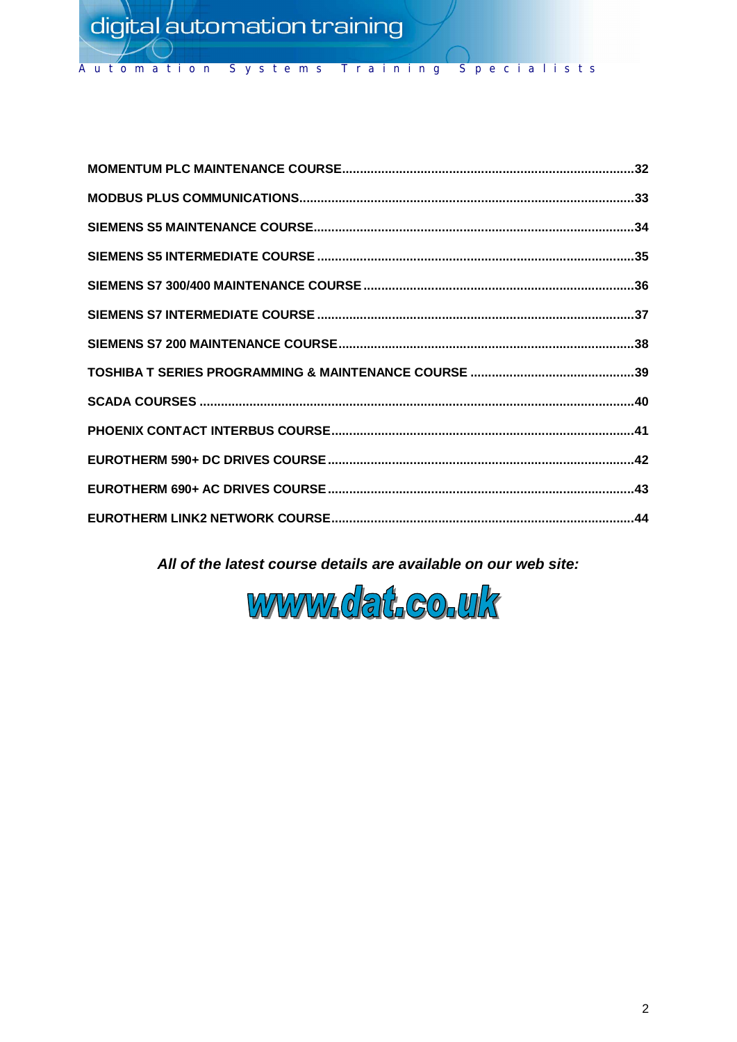**MOMENTUM PLC MAINTENANCE COURSE..............................................................................32**

**MODBUS PLUS COMMUNICATIONS............................................................................................33**

**SIEMENS S5 MAINTENANCE COURSE.......................................................................................34**

**SIEMENS S5 INTERMEDIATE COURSE ......................................................................................35**

**SIEMENS S7 300/400 MAINTENANCE COURSE .........................................................................36**

**SIEMENS S7 INTERMEDIATE COURSE ......................................................................................37**

**SIEMENS S7 200 MAINTENANCE COURSE................................................................................38**

**TOSHIBA T SERIES PROGRAMMING & MAINTENANCE COURSE ............................................39**

**SCADA COURSES ......................................................................................................................40**

**PHOENIX CONTACT INTERBUS COURSE..................................................................................41**

**EUROTHERM 590+ DC DRIVES COURSE...................................................................................42**

**EUROTHERM 690+ AC DRIVES COURSE...................................................................................43**

**EUROTHERM LINK2 NETWORK COURSE..................................................................................44**

***All of the latest course details are available on our web site:***

**www.dat.co.uk**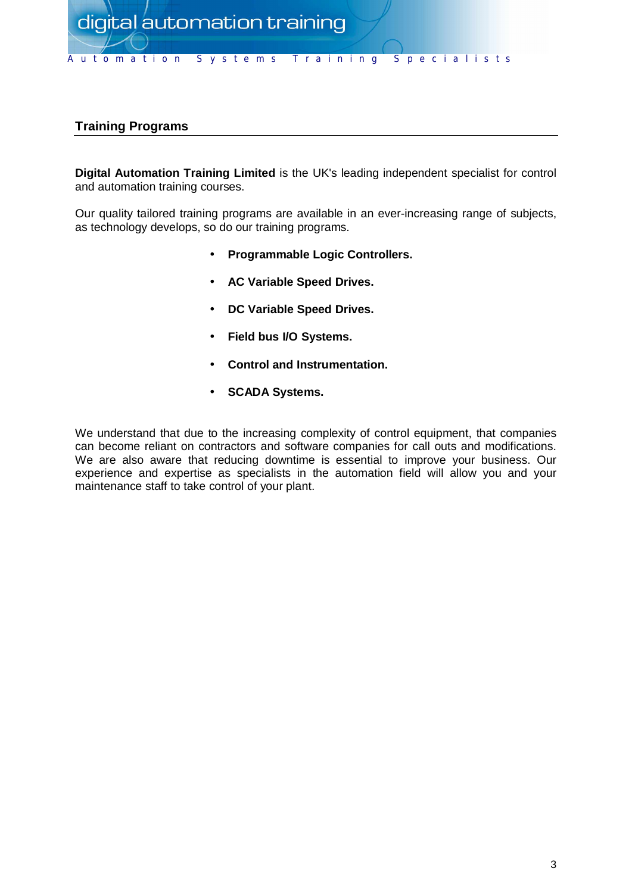## Training Programs

**Digital Automation Training Limited** is the UK's leading independent specialist for control and automation training courses.

Our quality tailored training programs are available in an ever-increasing range of subjects, as technology develops, so do our training programs.

- **Programmable Logic Controllers.**
- **AC Variable Speed Drives.**
- **DC Variable Speed Drives.**
- **Field bus I/O Systems.**
- **Control and Instrumentation.**
- **SCADA Systems.**

We understand that due to the increasing complexity of control equipment, that companies can become reliant on contractors and software companies for call outs and modifications. We are also aware that reducing downtime is essential to improve your business. Our experience and expertise as specialists in the automation field will allow you and your maintenance staff to take control of your plant.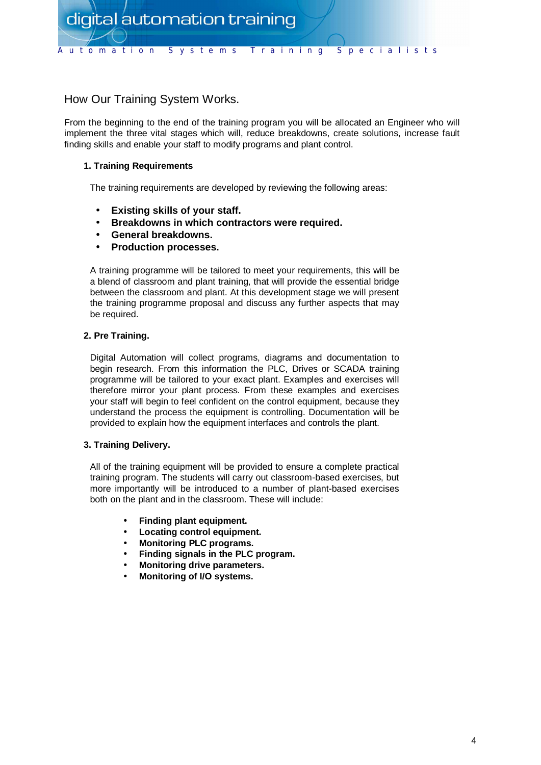## How Our Training System Works.

From the beginning to the end of the training program you will be allocated an Engineer who will implement the three vital stages which will, reduce breakdowns, create solutions, increase fault finding skills and enable your staff to modify programs and plant control.

### 1. Training Requirements

The training requirements are developed by reviewing the following areas:

- **Existing skills of your staff.**
- **Breakdowns in which contractors were required.**
- **General breakdowns.**
- **Production processes.**

A training programme will be tailored to meet your requirements, this will be a blend of classroom and plant training, that will provide the essential bridge between the classroom and plant. At this development stage we will present the training programme proposal and discuss any further aspects that may be required.

### 2. Pre Training.

Digital Automation will collect programs, diagrams and documentation to begin research. From this information the PLC, Drives or SCADA training programme will be tailored to your exact plant. Examples and exercises will therefore mirror your plant process. From these examples and exercises your staff will begin to feel confident on the control equipment, because they understand the process the equipment is controlling. Documentation will be provided to explain how the equipment interfaces and controls the plant.

### 3. Training Delivery.

All of the training equipment will be provided to ensure a complete practical training program. The students will carry out classroom-based exercises, but more importantly will be introduced to a number of plant-based exercises both on the plant and in the classroom. These will include:

- **Finding plant equipment.**
- **Locating control equipment.**
- **Monitoring PLC programs.**
- **Finding signals in the PLC program.**
- **Monitoring drive parameters.**
- **Monitoring of I/O systems.**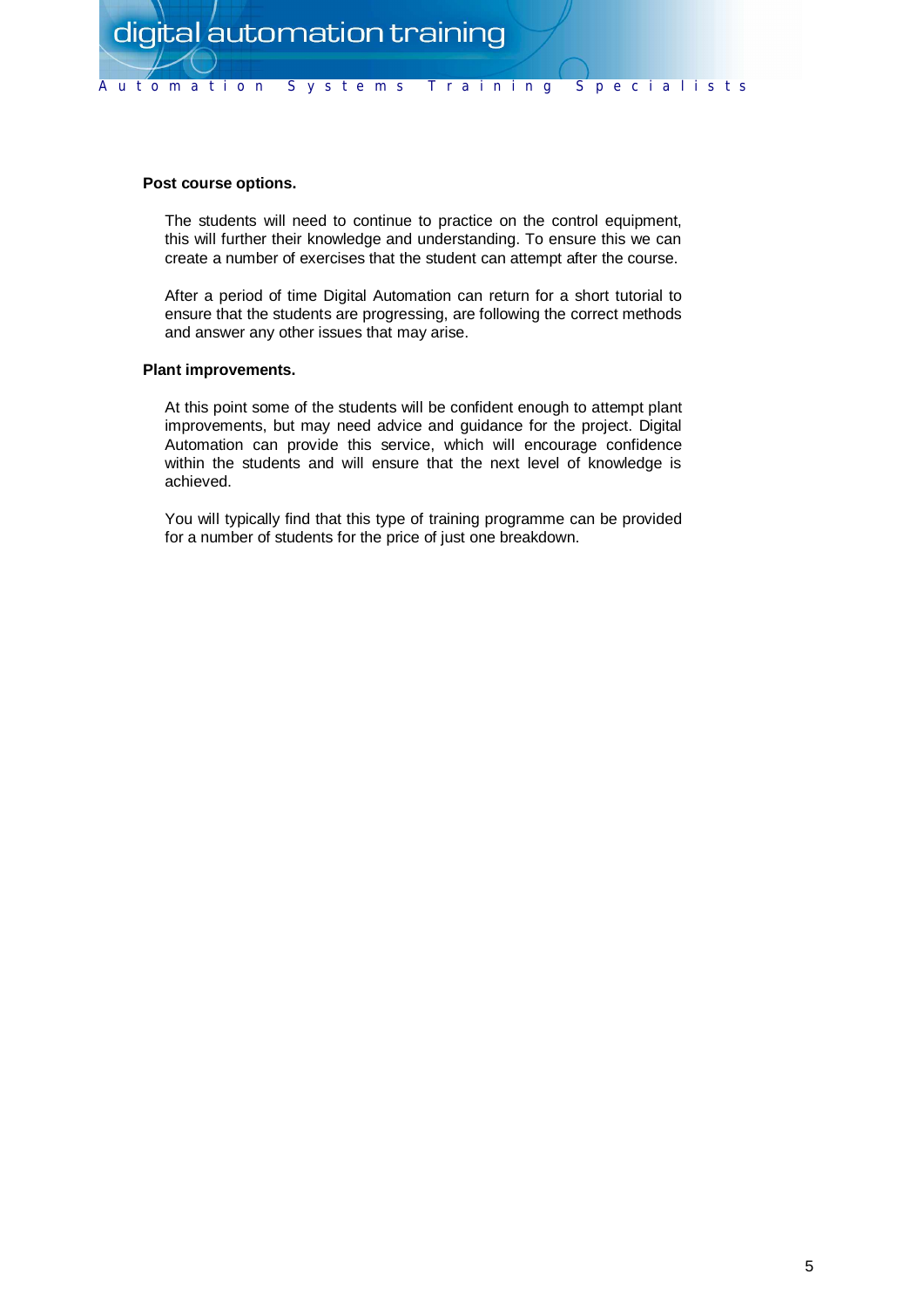**Post course options.**

The students will need to continue to practice on the control equipment, this will further their knowledge and understanding. To ensure this we can create a number of exercises that the student can attempt after the course.

After a period of time Digital Automation can return for a short tutorial to ensure that the students are progressing, are following the correct methods and answer any other issues that may arise.

**Plant improvements.**

At this point some of the students will be confident enough to attempt plant improvements, but may need advice and guidance for the project. Digital Automation can provide this service, which will encourage confidence within the students and will ensure that the next level of knowledge is achieved.

You will typically find that this type of training programme can be provided for a number of students for the price of just one breakdown.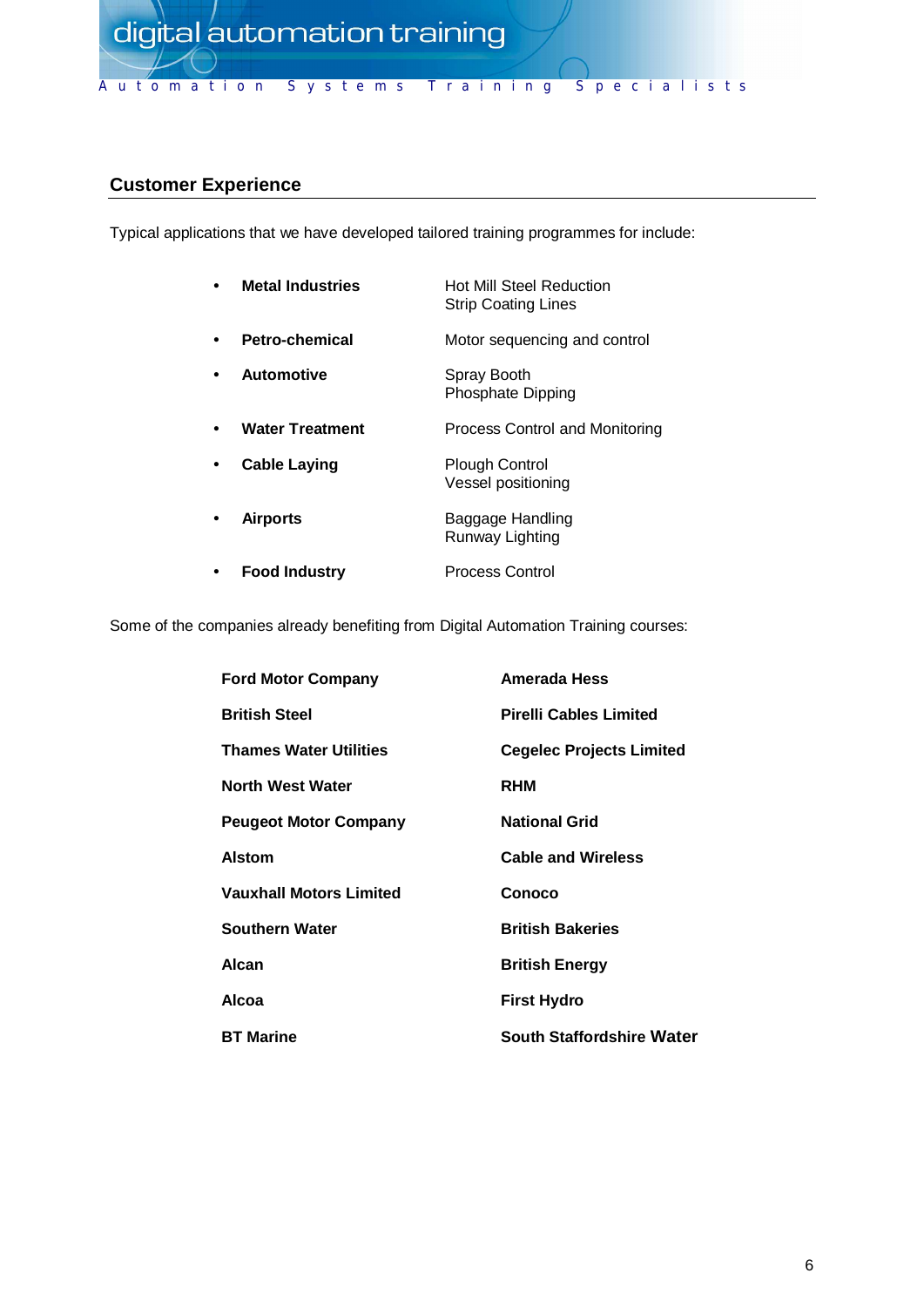## Customer Experience

Typical applications that we have developed tailored training programmes for include:

| | |
|---|---|
| • **Metal Industries** | Hot Mill Steel Reduction<br>Strip Coating Lines |
| • **Petro-chemical** | Motor sequencing and control |
| • **Automotive** | Spray Booth<br>Phosphate Dipping |
| • **Water Treatment** | Process Control and Monitoring |
| • **Cable Laying** | Plough Control<br>Vessel positioning |
| • **Airports** | Baggage Handling<br>Runway Lighting |
| • **Food Industry** | Process Control |

Some of the companies already benefiting from Digital Automation Training courses:

| | |
|---|---|
| **Ford Motor Company** | **Amerada Hess** |
| **British Steel** | **Pirelli Cables Limited** |
| **Thames Water Utilities** | **Cegelec Projects Limited** |
| **North West Water** | **RHM** |
| **Peugeot Motor Company** | **National Grid** |
| **Alstom** | **Cable and Wireless** |
| **Vauxhall Motors Limited** | **Conoco** |
| **Southern Water** | **British Bakeries** |
| **Alcan** | **British Energy** |
| **Alcoa** | **First Hydro** |
| **BT Marine** | **South Staffordshire Water** |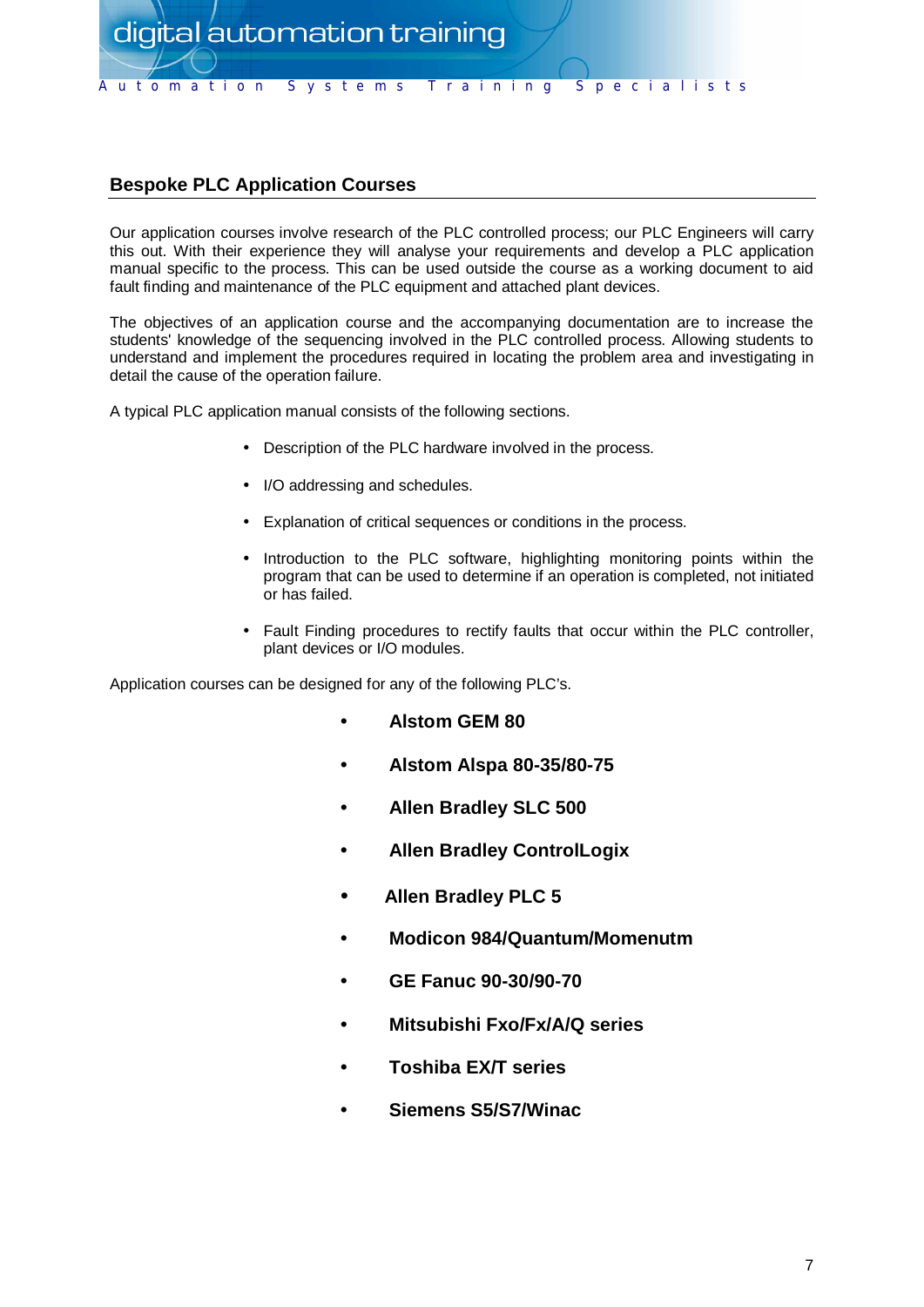## Bespoke PLC Application Courses

Our application courses involve research of the PLC controlled process; our PLC Engineers will carry this out. With their experience they will analyse your requirements and develop a PLC application manual specific to the process. This can be used outside the course as a working document to aid fault finding and maintenance of the PLC equipment and attached plant devices.

The objectives of an application course and the accompanying documentation are to increase the students' knowledge of the sequencing involved in the PLC controlled process. Allowing students to understand and implement the procedures required in locating the problem area and investigating in detail the cause of the operation failure.

A typical PLC application manual consists of the following sections.

- Description of the PLC hardware involved in the process.
- I/O addressing and schedules.
- Explanation of critical sequences or conditions in the process.
- Introduction to the PLC software, highlighting monitoring points within the program that can be used to determine if an operation is completed, not initiated or has failed.
- Fault Finding procedures to rectify faults that occur within the PLC controller, plant devices or I/O modules.

Application courses can be designed for any of the following PLC's.

- **Alstom GEM 80**
- **Alstom Alspa 80-35/80-75**
- **Allen Bradley SLC 500**
- **Allen Bradley ControlLogix**
- **Allen Bradley PLC 5**
- **Modicon 984/Quantum/Momenutm**
- **GE Fanuc 90-30/90-70**
- **Mitsubishi Fxo/Fx/A/Q series**
- **Toshiba EX/T series**
- **Siemens S5/S7/Winac**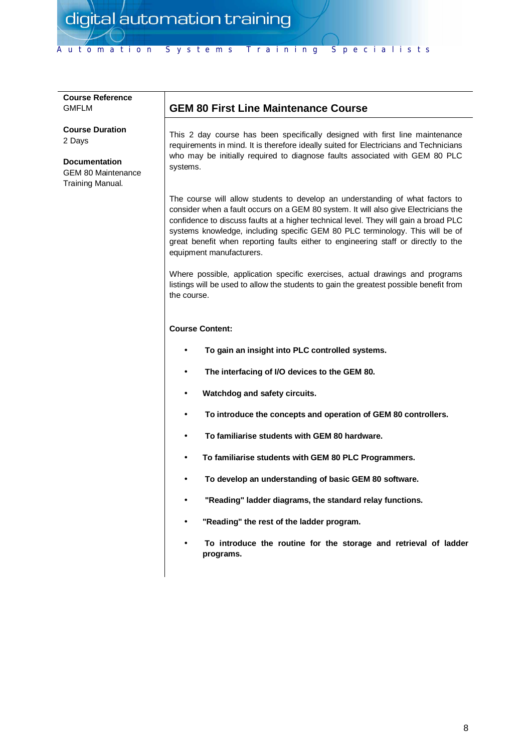**Course Reference**
GMFLM

**Course Duration**
2 Days

**Documentation**
GEM 80 Maintenance Training Manual.

## GEM 80 First Line Maintenance Course

This 2 day course has been specifically designed with first line maintenance requirements in mind. It is therefore ideally suited for Electricians and Technicians who may be initially required to diagnose faults associated with GEM 80 PLC systems.

The course will allow students to develop an understanding of what factors to consider when a fault occurs on a GEM 80 system. It will also give Electricians the confidence to discuss faults at a higher technical level. They will gain a broad PLC systems knowledge, including specific GEM 80 PLC terminology. This will be of great benefit when reporting faults either to engineering staff or directly to the equipment manufacturers.

Where possible, application specific exercises, actual drawings and programs listings will be used to allow the students to gain the greatest possible benefit from the course.

**Course Content:**

- **To gain an insight into PLC controlled systems.**
- **The interfacing of I/O devices to the GEM 80.**
- **Watchdog and safety circuits.**
- **To introduce the concepts and operation of GEM 80 controllers.**
- **To familiarise students with GEM 80 hardware.**
- **To familiarise students with GEM 80 PLC Programmers.**
- **To develop an understanding of basic GEM 80 software.**
- **"Reading" ladder diagrams, the standard relay functions.**
- **"Reading" the rest of the ladder program.**
- **To introduce the routine for the storage and retrieval of ladder programs.**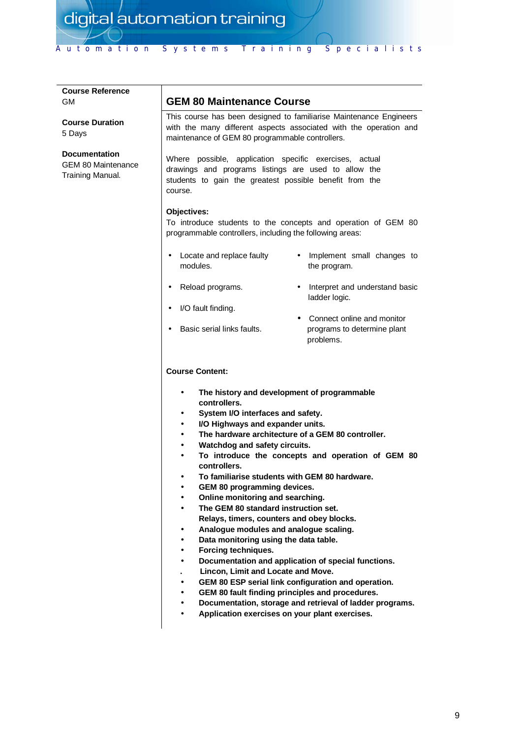**Course Reference**
GM

**Course Duration**
5 Days

**Documentation**
GEM 80 Maintenance Training Manual.

## GEM 80 Maintenance Course

This course has been designed to familiarise Maintenance Engineers with the many different aspects associated with the operation and maintenance of GEM 80 programmable controllers.

Where possible, application specific exercises, actual drawings and programs listings are used to allow the students to gain the greatest possible benefit from the course.

**Objectives:**
To introduce students to the concepts and operation of GEM 80 programmable controllers, including the following areas:

- Locate and replace faulty modules.
- Reload programs.
- I/O fault finding.
- Basic serial links faults.
- Implement small changes to the program.
- Interpret and understand basic ladder logic.
- Connect online and monitor programs to determine plant problems.

**Course Content:**

- **The history and development of programmable controllers.**
- **System I/O interfaces and safety.**
- **I/O Highways and expander units.**
- **The hardware architecture of a GEM 80 controller.**
- **Watchdog and safety circuits.**
- **To introduce the concepts and operation of GEM 80 controllers.**
- **To familiarise students with GEM 80 hardware.**
- **GEM 80 programming devices.**
- **Online monitoring and searching.**
- **The GEM 80 standard instruction set.**
  **Relays, timers, counters and obey blocks.**
- **Analogue modules and analogue scaling.**
- **Data monitoring using the data table.**
- **Forcing techniques.**
- **Documentation and application of special functions.**
  **Lincon, Limit and Locate and Move.**
- **GEM 80 ESP serial link configuration and operation.**
- **GEM 80 fault finding principles and procedures.**
- **Documentation, storage and retrieval of ladder programs.**
- **Application exercises on your plant exercises.**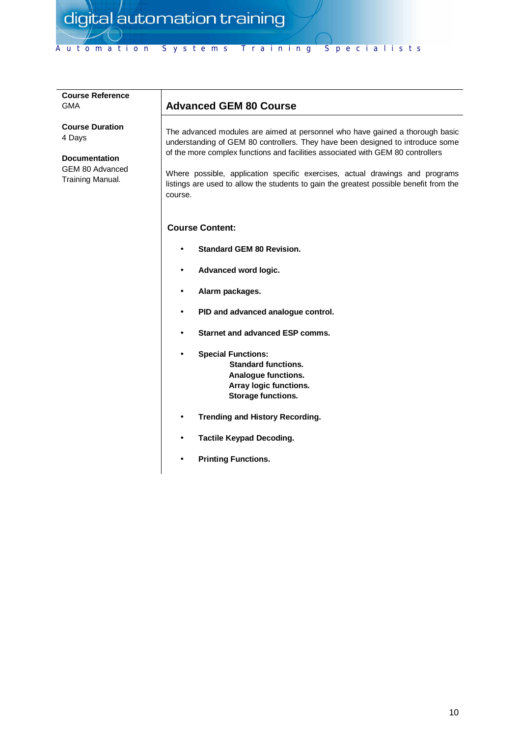**Course Reference**
GMA

**Course Duration**
4 Days

**Documentation**
GEM 80 Advanced Training Manual.

## Advanced GEM 80 Course

The advanced modules are aimed at personnel who have gained a thorough basic understanding of GEM 80 controllers. They have been designed to introduce some of the more complex functions and facilities associated with GEM 80 controllers

Where possible, application specific exercises, actual drawings and programs listings are used to allow the students to gain the greatest possible benefit from the course.

**Course Content:**

- **Standard GEM 80 Revision.**
- **Advanced word logic.**
- **Alarm packages.**
- **PID and advanced analogue control.**
- **Starnet and advanced ESP comms.**
- **Special Functions:**
  - **Standard functions.**
  - **Analogue functions.**
  - **Array logic functions.**
  - **Storage functions.**
- **Trending and History Recording.**
- **Tactile Keypad Decoding.**
- **Printing Functions.**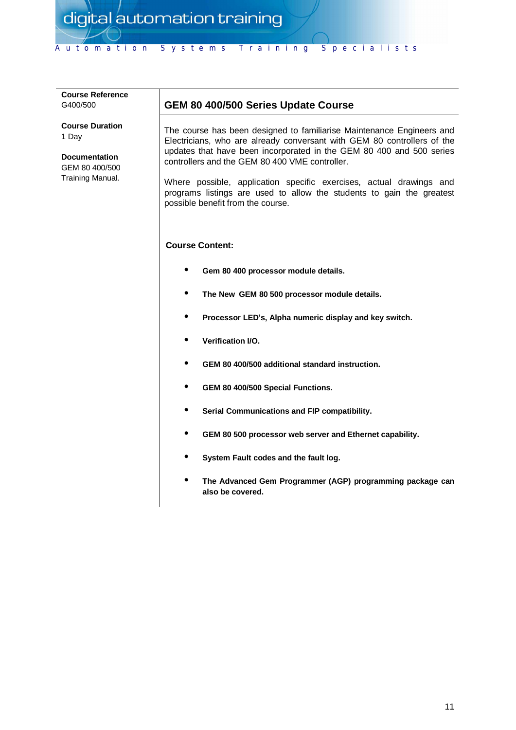**Course Reference**
G400/500

**Course Duration**
1 Day

**Documentation**
GEM 80 400/500 Training Manual.

## GEM 80 400/500 Series Update Course

The course has been designed to familiarise Maintenance Engineers and Electricians, who are already conversant with GEM 80 controllers of the updates that have been incorporated in the GEM 80 400 and 500 series controllers and the GEM 80 400 VME controller.

Where possible, application specific exercises, actual drawings and programs listings are used to allow the students to gain the greatest possible benefit from the course.

**Course Content:**

- **Gem 80 400 processor module details.**
- **The New GEM 80 500 processor module details.**
- **Processor LED's, Alpha numeric display and key switch.**
- **Verification I/O.**
- **GEM 80 400/500 additional standard instruction.**
- **GEM 80 400/500 Special Functions.**
- **Serial Communications and FIP compatibility.**
- **GEM 80 500 processor web server and Ethernet capability.**
- **System Fault codes and the fault log.**
- **The Advanced Gem Programmer (AGP) programming package can also be covered.**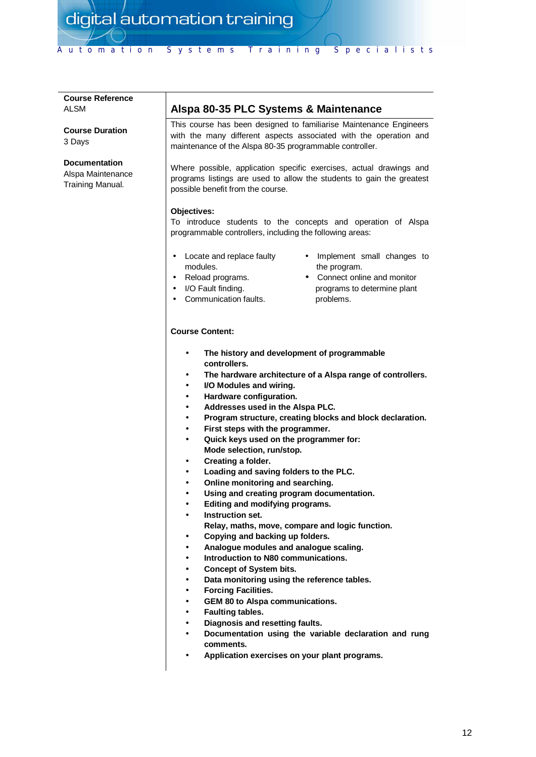**Course Reference**
ALSM

**Course Duration**
3 Days

**Documentation**
Alspa Maintenance Training Manual.

## Alspa 80-35 PLC Systems & Maintenance

This course has been designed to familiarise Maintenance Engineers with the many different aspects associated with the operation and maintenance of the Alspa 80-35 programmable controller.

Where possible, application specific exercises, actual drawings and programs listings are used to allow the students to gain the greatest possible benefit from the course.

**Objectives:**
To introduce students to the concepts and operation of Alspa programmable controllers, including the following areas:

- Locate and replace faulty modules.
- Reload programs.
- I/O Fault finding.
- Communication faults.
- Implement small changes to the program.
- Connect online and monitor programs to determine plant problems.

**Course Content:**

- **The history and development of programmable controllers.**
- **The hardware architecture of a Alspa range of controllers.**
- **I/O Modules and wiring.**
- **Hardware configuration.**
- **Addresses used in the Alspa PLC.**
- **Program structure, creating blocks and block declaration.**
- **First steps with the programmer.**
- **Quick keys used on the programmer for: Mode selection, run/stop.**
- **Creating a folder.**
- **Loading and saving folders to the PLC.**
- **Online monitoring and searching.**
- **Using and creating program documentation.**
- **Editing and modifying programs.**
- **Instruction set. Relay, maths, move, compare and logic function.**
- **Copying and backing up folders.**
- **Analogue modules and analogue scaling.**
- **Introduction to N80 communications.**
- **Concept of System bits.**
- **Data monitoring using the reference tables.**
- **Forcing Facilities.**
- **GEM 80 to Alspa communications.**
- **Faulting tables.**
- **Diagnosis and resetting faults.**
- **Documentation using the variable declaration and rung comments.**
- **Application exercises on your plant programs.**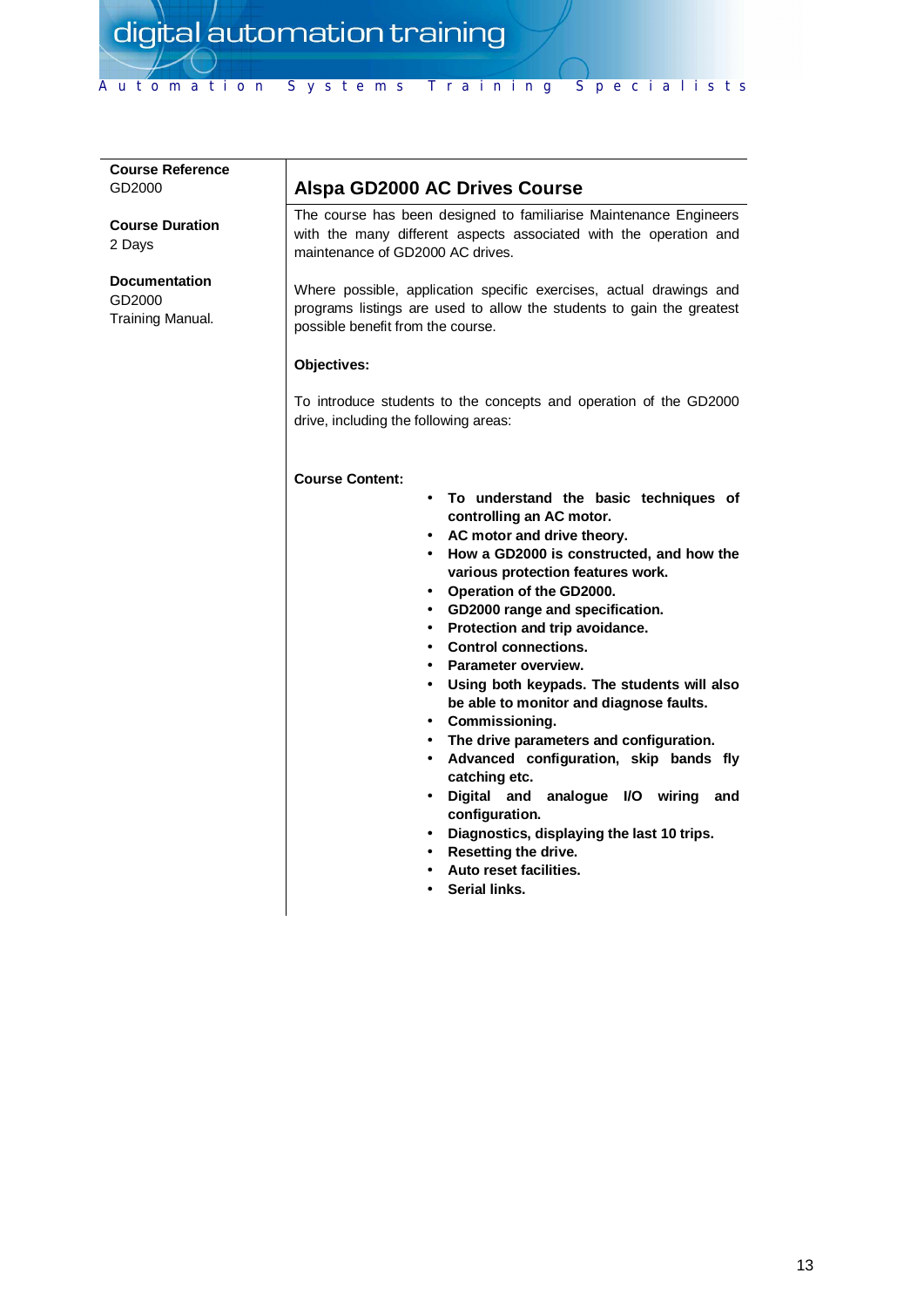**Course Reference**
GD2000

**Course Duration**
2 Days

**Documentation**
GD2000
Training Manual.

## Alspa GD2000 AC Drives Course

The course has been designed to familiarise Maintenance Engineers with the many different aspects associated with the operation and maintenance of GD2000 AC drives.

Where possible, application specific exercises, actual drawings and programs listings are used to allow the students to gain the greatest possible benefit from the course.

**Objectives:**

To introduce students to the concepts and operation of the GD2000 drive, including the following areas:

**Course Content:**

- **To understand the basic techniques of controlling an AC motor.**
- **AC motor and drive theory.**
- **How a GD2000 is constructed, and how the various protection features work.**
- **Operation of the GD2000.**
- **GD2000 range and specification.**
- **Protection and trip avoidance.**
- **Control connections.**
- **Parameter overview.**
- **Using both keypads. The students will also be able to monitor and diagnose faults.**
- **Commissioning.**
- **The drive parameters and configuration.**
- **Advanced configuration, skip bands fly catching etc.**
- **Digital and analogue I/O wiring and configuration.**
- **Diagnostics, displaying the last 10 trips.**
- **Resetting the drive.**
- **Auto reset facilities.**
- **Serial links.**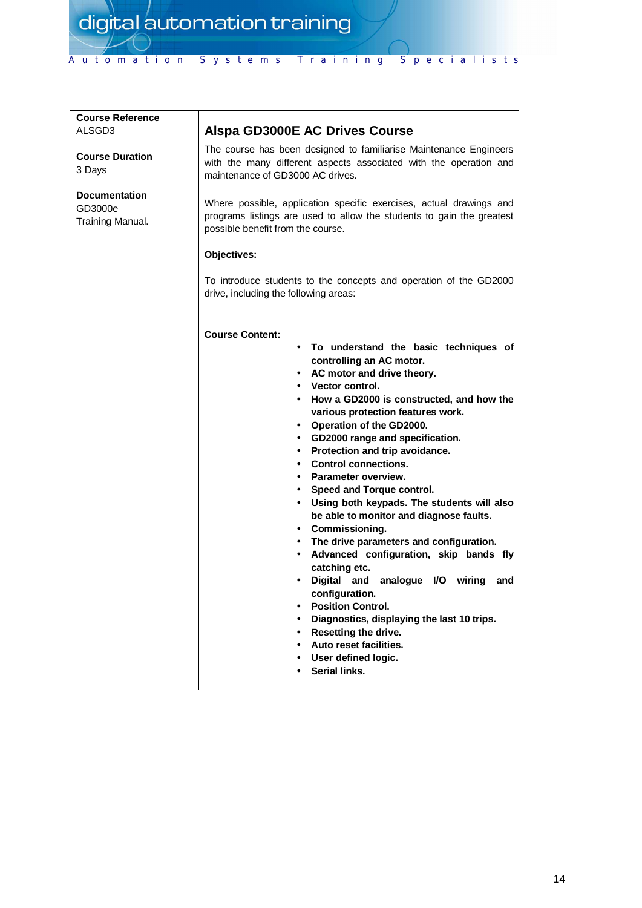**Course Reference**
ALSGD3

**Course Duration**
3 Days

**Documentation**
GD3000e
Training Manual.

## Alspa GD3000E AC Drives Course

The course has been designed to familiarise Maintenance Engineers with the many different aspects associated with the operation and maintenance of GD3000 AC drives.

Where possible, application specific exercises, actual drawings and programs listings are used to allow the students to gain the greatest possible benefit from the course.

**Objectives:**

To introduce students to the concepts and operation of the GD2000 drive, including the following areas:

**Course Content:**

- **To understand the basic techniques of controlling an AC motor.**
- **AC motor and drive theory.**
- **Vector control.**
- **How a GD2000 is constructed, and how the various protection features work.**
- **Operation of the GD2000.**
- **GD2000 range and specification.**
- **Protection and trip avoidance.**
- **Control connections.**
- **Parameter overview.**
- **Speed and Torque control.**
- **Using both keypads. The students will also be able to monitor and diagnose faults.**
- **Commissioning.**
- **The drive parameters and configuration.**
- **Advanced configuration, skip bands fly catching etc.**
- **Digital and analogue I/O wiring and configuration.**
- **Position Control.**
- **Diagnostics, displaying the last 10 trips.**
- **Resetting the drive.**
- **Auto reset facilities.**
- **User defined logic.**
- **Serial links.**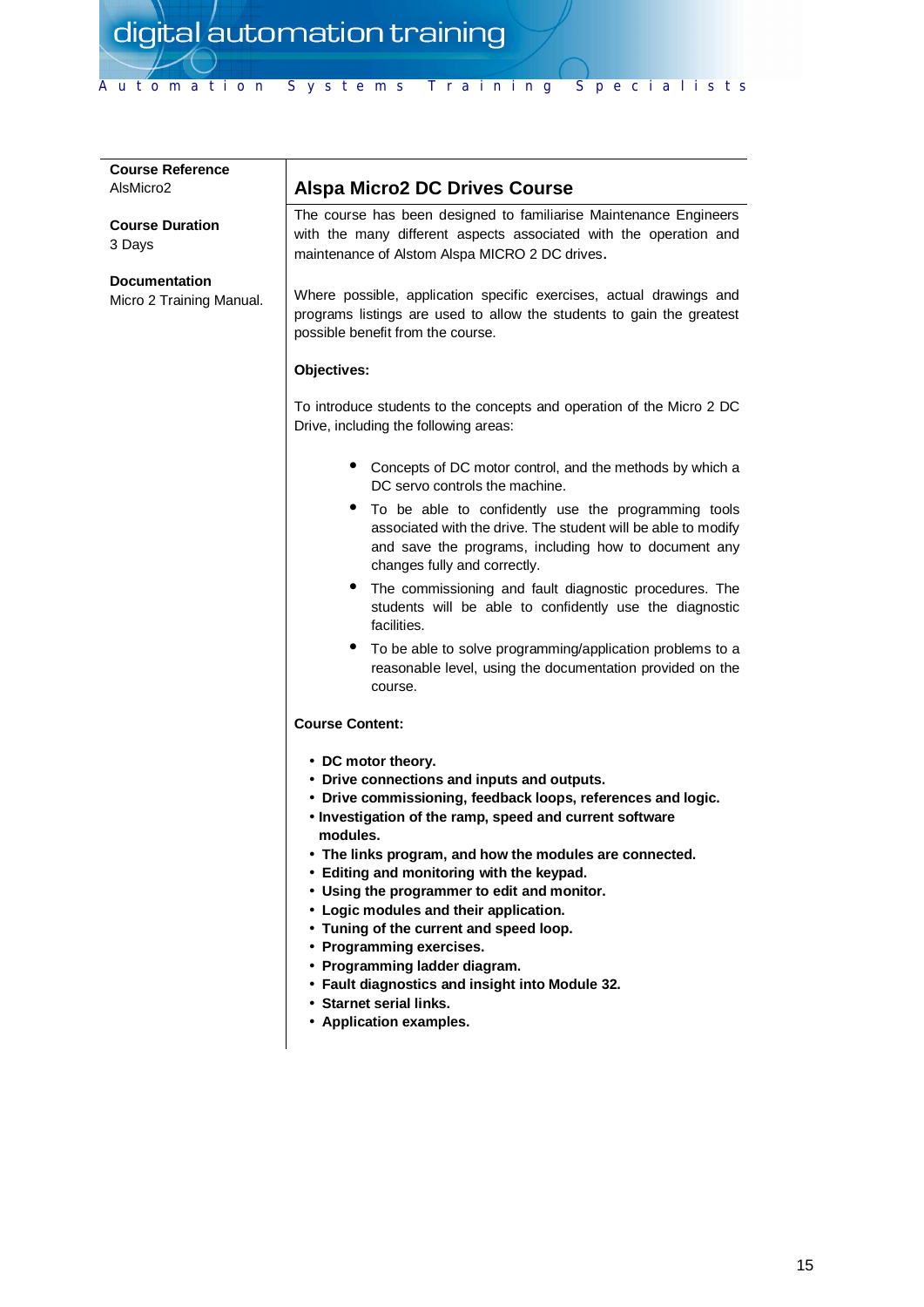**Course Reference**
AlsMicro2

**Course Duration**
3 Days

**Documentation**
Micro 2 Training Manual.

## Alspa Micro2 DC Drives Course

The course has been designed to familiarise Maintenance Engineers with the many different aspects associated with the operation and maintenance of Alstom Alspa MICRO 2 DC drives.

Where possible, application specific exercises, actual drawings and programs listings are used to allow the students to gain the greatest possible benefit from the course.

**Objectives:**

To introduce students to the concepts and operation of the Micro 2 DC Drive, including the following areas:

- Concepts of DC motor control, and the methods by which a DC servo controls the machine.
- To be able to confidently use the programming tools associated with the drive. The student will be able to modify and save the programs, including how to document any changes fully and correctly.
- The commissioning and fault diagnostic procedures. The students will be able to confidently use the diagnostic facilities.
- To be able to solve programming/application problems to a reasonable level, using the documentation provided on the course.

**Course Content:**

- **DC motor theory.**
- **Drive connections and inputs and outputs.**
- **Drive commissioning, feedback loops, references and logic.**
- **Investigation of the ramp, speed and current software modules.**
- **The links program, and how the modules are connected.**
- **Editing and monitoring with the keypad.**
- **Using the programmer to edit and monitor.**
- **Logic modules and their application.**
- **Tuning of the current and speed loop.**
- **Programming exercises.**
- **Programming ladder diagram.**
- **Fault diagnostics and insight into Module 32.**
- **Starnet serial links.**
- **Application examples.**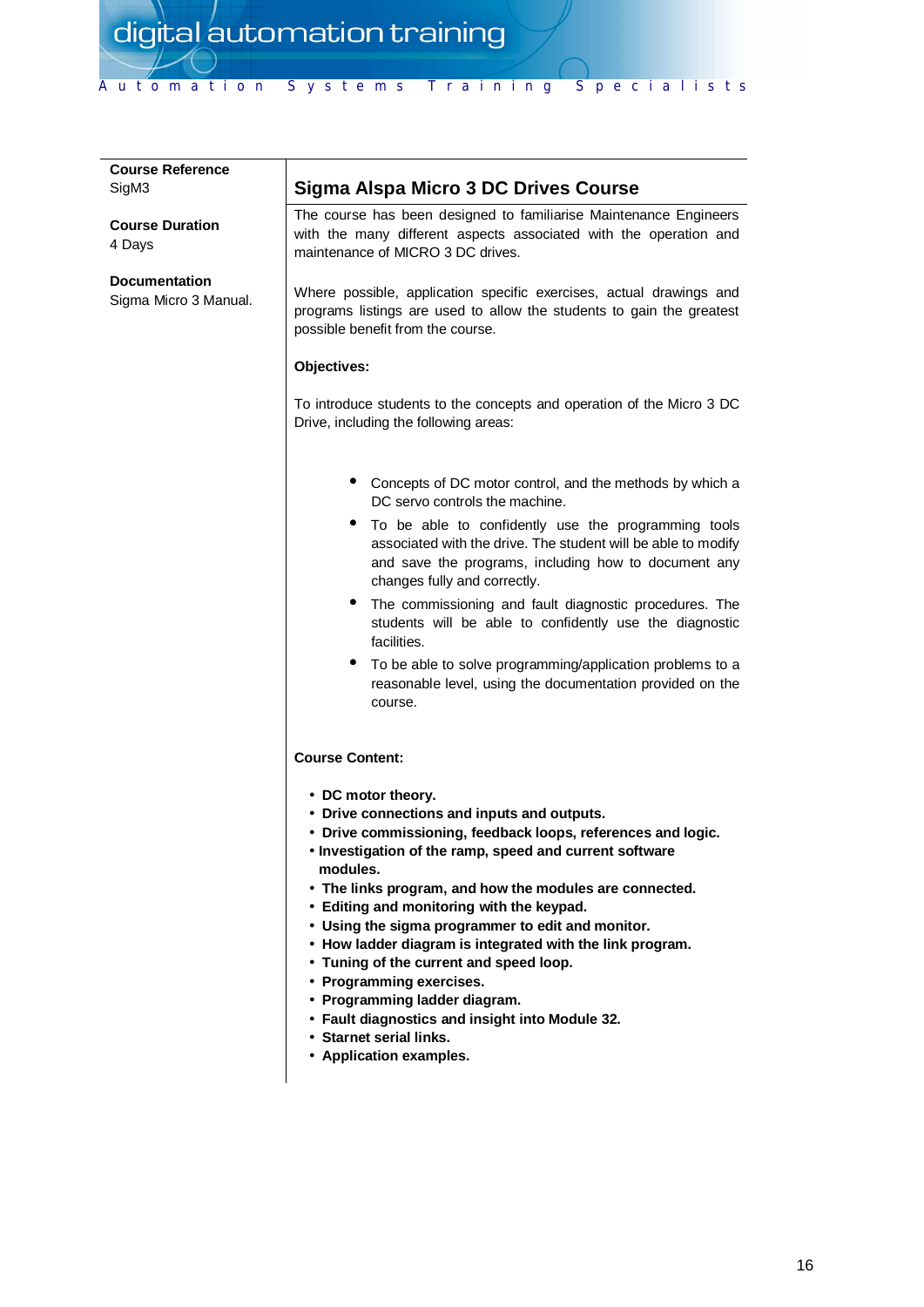**Course Reference**
SigM3

**Course Duration**
4 Days

**Documentation**
Sigma Micro 3 Manual.

## Sigma Alspa Micro 3 DC Drives Course

The course has been designed to familiarise Maintenance Engineers with the many different aspects associated with the operation and maintenance of MICRO 3 DC drives.

Where possible, application specific exercises, actual drawings and programs listings are used to allow the students to gain the greatest possible benefit from the course.

**Objectives:**

To introduce students to the concepts and operation of the Micro 3 DC Drive, including the following areas:

- Concepts of DC motor control, and the methods by which a DC servo controls the machine.
- To be able to confidently use the programming tools associated with the drive. The student will be able to modify and save the programs, including how to document any changes fully and correctly.
- The commissioning and fault diagnostic procedures. The students will be able to confidently use the diagnostic facilities.
- To be able to solve programming/application problems to a reasonable level, using the documentation provided on the course.

**Course Content:**

- **DC motor theory.**
- **Drive connections and inputs and outputs.**
- **Drive commissioning, feedback loops, references and logic.**
- **Investigation of the ramp, speed and current software modules.**
- **The links program, and how the modules are connected.**
- **Editing and monitoring with the keypad.**
- **Using the sigma programmer to edit and monitor.**
- **How ladder diagram is integrated with the link program.**
- **Tuning of the current and speed loop.**
- **Programming exercises.**
- **Programming ladder diagram.**
- **Fault diagnostics and insight into Module 32.**
- **Starnet serial links.**
- **Application examples.**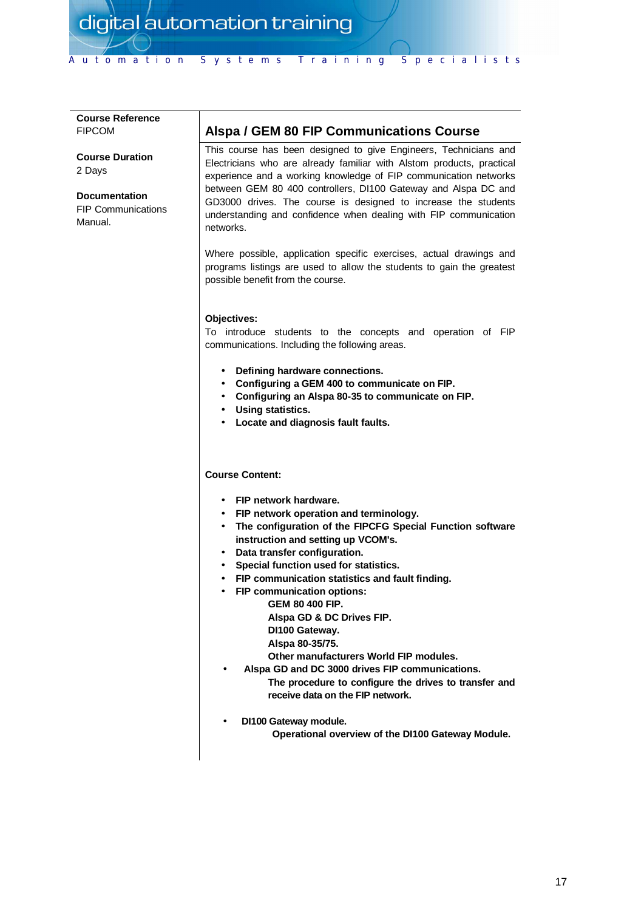**Course Reference**
FIPCOM

**Course Duration**
2 Days

**Documentation**
FIP Communications Manual.

## Alspa / GEM 80 FIP Communications Course

This course has been designed to give Engineers, Technicians and Electricians who are already familiar with Alstom products, practical experience and a working knowledge of FIP communication networks between GEM 80 400 controllers, DI100 Gateway and Alspa DC and GD3000 drives. The course is designed to increase the students understanding and confidence when dealing with FIP communication networks.

Where possible, application specific exercises, actual drawings and programs listings are used to allow the students to gain the greatest possible benefit from the course.

**Objectives:**
To introduce students to the concepts and operation of FIP communications. Including the following areas.

- **Defining hardware connections.**
- **Configuring a GEM 400 to communicate on FIP.**
- **Configuring an Alspa 80-35 to communicate on FIP.**
- **Using statistics.**
- **Locate and diagnosis fault faults.**

**Course Content:**

- **FIP network hardware.**
- **FIP network operation and terminology.**
- **The configuration of the FIPCFG Special Function software instruction and setting up VCOM's.**
- **Data transfer configuration.**
- **Special function used for statistics.**
- **FIP communication statistics and fault finding.**
- **FIP communication options:**
  - **GEM 80 400 FIP.**
  - **Alspa GD & DC Drives FIP.**
  - **DI100 Gateway.**
  - **Alspa 80-35/75.**
  - **Other manufacturers World FIP modules.**
- **Alspa GD and DC 3000 drives FIP communications.**
  **The procedure to configure the drives to transfer and receive data on the FIP network.**
- **DI100 Gateway module.**
  **Operational overview of the DI100 Gateway Module.**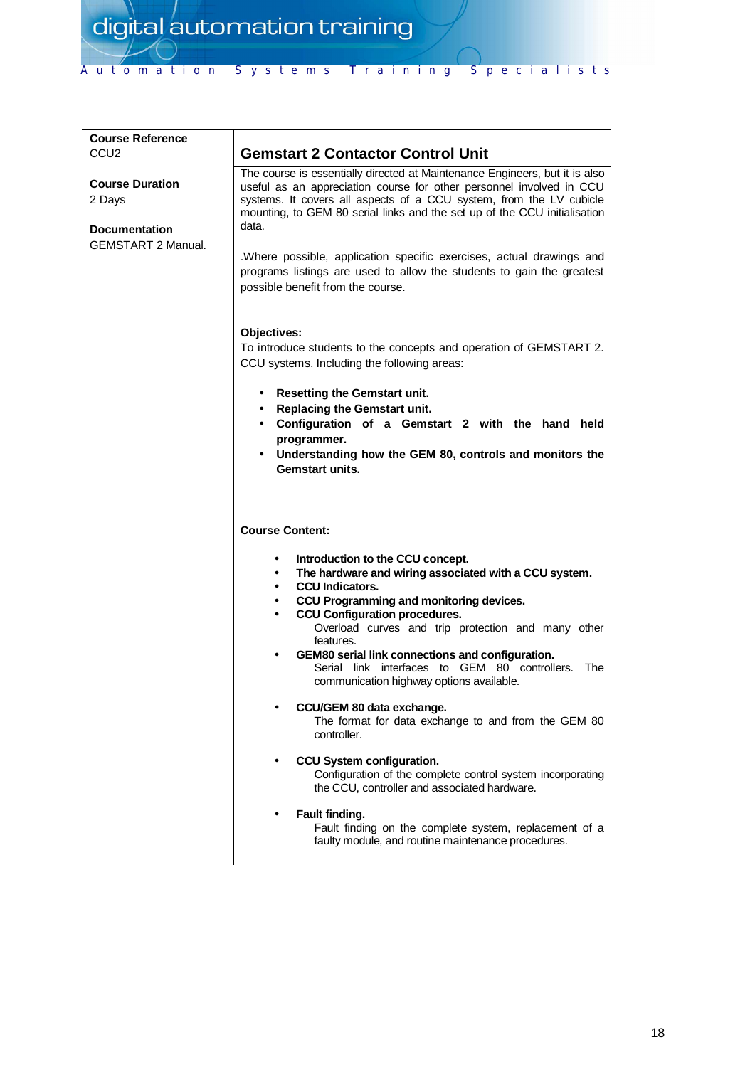**Course Reference**
CCU2

**Course Duration**
2 Days

**Documentation**
GEMSTART 2 Manual.

## Gemstart 2 Contactor Control Unit

The course is essentially directed at Maintenance Engineers, but it is also useful as an appreciation course for other personnel involved in CCU systems. It covers all aspects of a CCU system, from the LV cubicle mounting, to GEM 80 serial links and the set up of the CCU initialisation data.

.Where possible, application specific exercises, actual drawings and programs listings are used to allow the students to gain the greatest possible benefit from the course.

**Objectives:**

To introduce students to the concepts and operation of GEMSTART 2. CCU systems. Including the following areas:

- **Resetting the Gemstart unit.**
- **Replacing the Gemstart unit.**
- **Configuration of a Gemstart 2 with the hand held programmer.**
- **Understanding how the GEM 80, controls and monitors the Gemstart units.**

**Course Content:**

- **Introduction to the CCU concept.**
- **The hardware and wiring associated with a CCU system.**
- **CCU Indicators.**
- **CCU Programming and monitoring devices.**
- **CCU Configuration procedures.**
  Overload curves and trip protection and many other features.
- **GEM80 serial link connections and configuration.**
  Serial link interfaces to GEM 80 controllers. The communication highway options available.
- **CCU/GEM 80 data exchange.**
  The format for data exchange to and from the GEM 80 controller.
- **CCU System configuration.**
  Configuration of the complete control system incorporating the CCU, controller and associated hardware.
- **Fault finding.**
  Fault finding on the complete system, replacement of a faulty module, and routine maintenance procedures.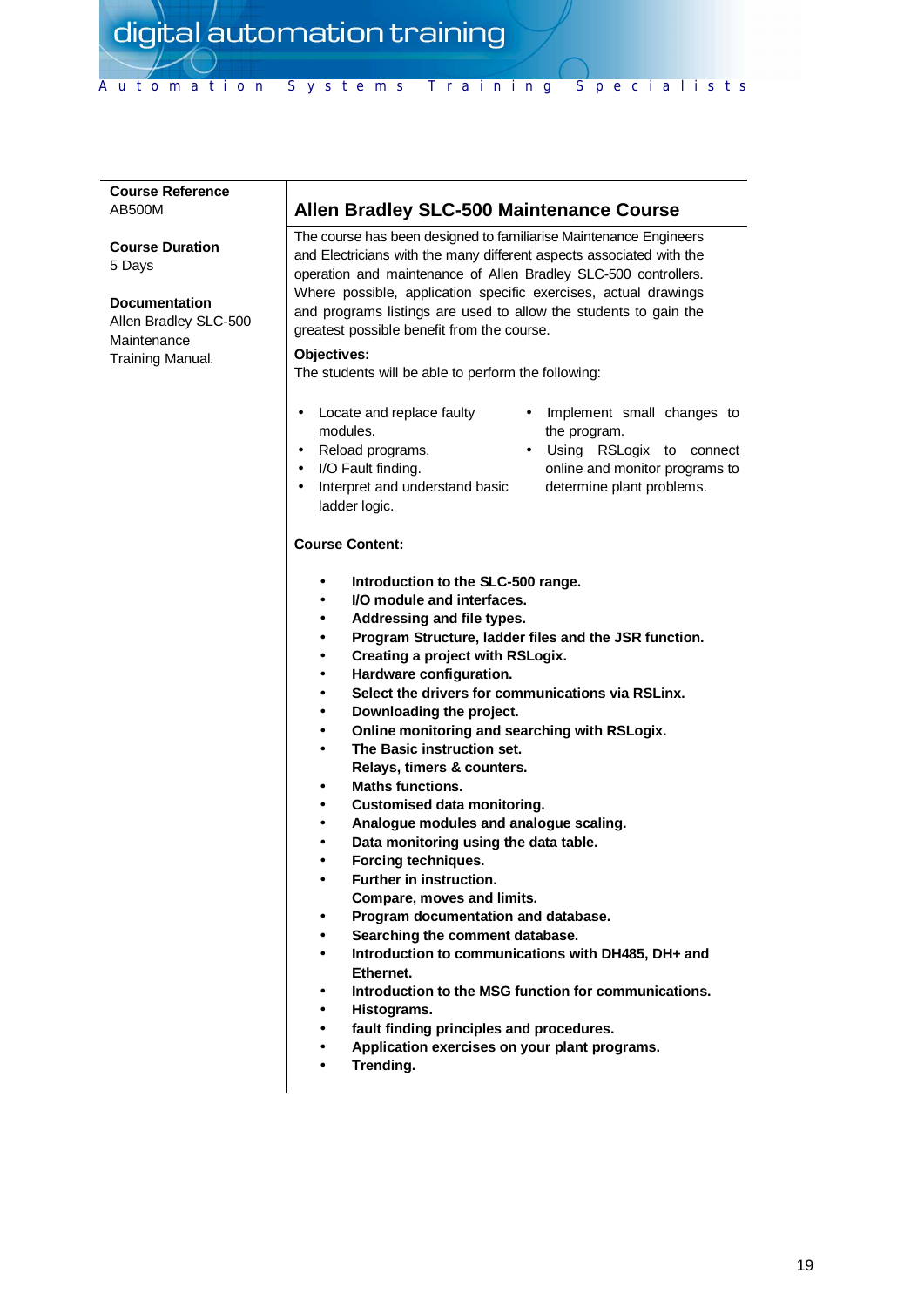**Course Reference**
AB500M

**Course Duration**
5 Days

**Documentation**
Allen Bradley SLC-500 Maintenance Training Manual.

## Allen Bradley SLC-500 Maintenance Course

The course has been designed to familiarise Maintenance Engineers and Electricians with the many different aspects associated with the operation and maintenance of Allen Bradley SLC-500 controllers. Where possible, application specific exercises, actual drawings and programs listings are used to allow the students to gain the greatest possible benefit from the course.

**Objectives:**
The students will be able to perform the following:

- Locate and replace faulty modules.
- Reload programs.
- I/O Fault finding.
- Interpret and understand basic ladder logic.
- Implement small changes to the program.
- Using RSLogix to connect online and monitor programs to determine plant problems.

**Course Content:**

- **Introduction to the SLC-500 range.**
- **I/O module and interfaces.**
- **Addressing and file types.**
- **Program Structure, ladder files and the JSR function.**
- **Creating a project with RSLogix.**
- **Hardware configuration.**
- **Select the drivers for communications via RSLinx.**
- **Downloading the project.**
- **Online monitoring and searching with RSLogix.**
- **The Basic instruction set.**
  **Relays, timers & counters.**
- **Maths functions.**
- **Customised data monitoring.**
- **Analogue modules and analogue scaling.**
- **Data monitoring using the data table.**
- **Forcing techniques.**
- **Further in instruction.**
  **Compare, moves and limits.**
- **Program documentation and database.**
- **Searching the comment database.**
- **Introduction to communications with DH485, DH+ and Ethernet.**
- **Introduction to the MSG function for communications.**
- **Histograms.**
- **fault finding principles and procedures.**
- **Application exercises on your plant programs.**
- **Trending.**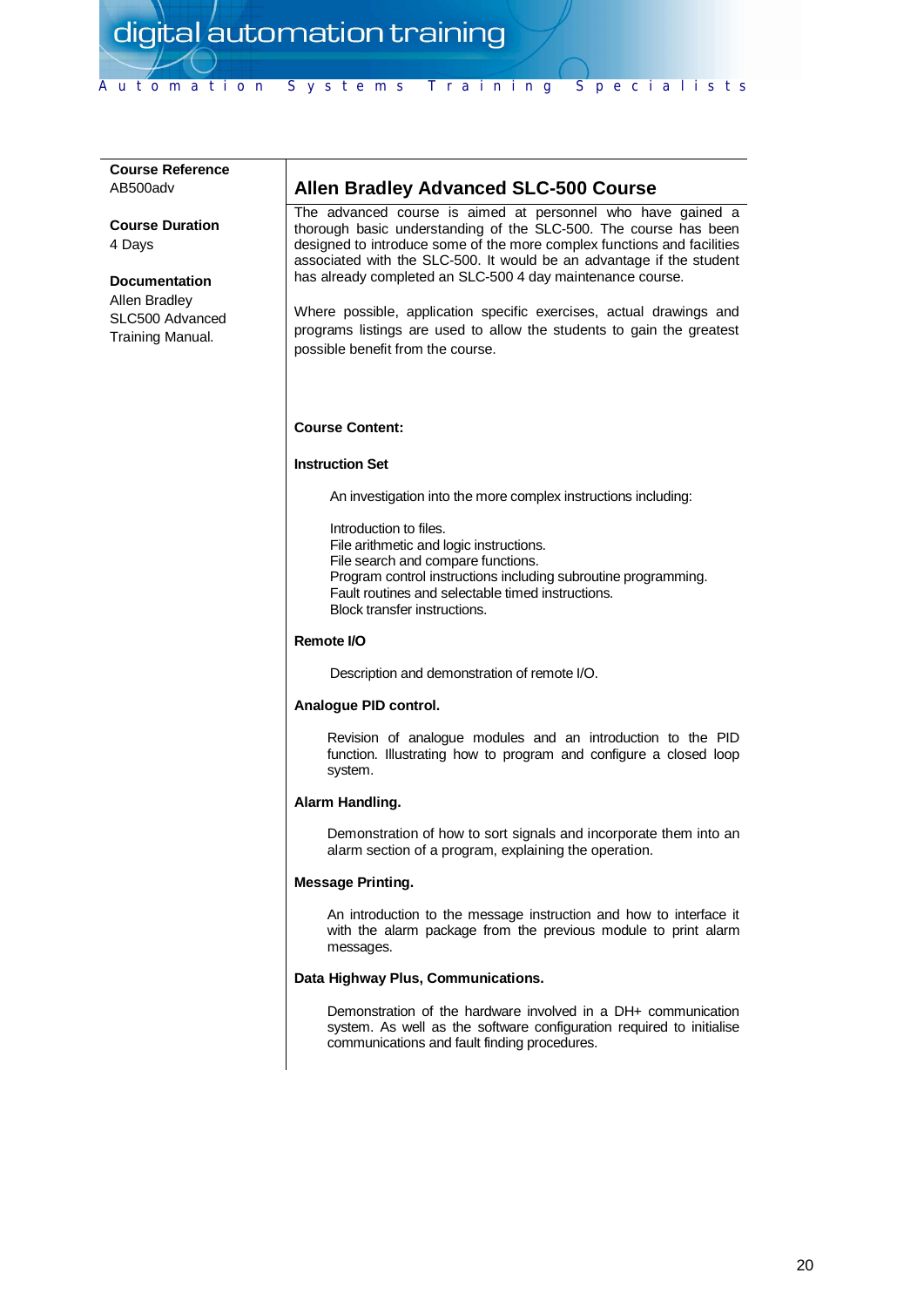**Course Reference**
AB500adv

**Course Duration**
4 Days

**Documentation**
Allen Bradley SLC500 Advanced Training Manual.

## Allen Bradley Advanced SLC-500 Course

The advanced course is aimed at personnel who have gained a thorough basic understanding of the SLC-500. The course has been designed to introduce some of the more complex functions and facilities associated with the SLC-500. It would be an advantage if the student has already completed an SLC-500 4 day maintenance course.

Where possible, application specific exercises, actual drawings and programs listings are used to allow the students to gain the greatest possible benefit from the course.

**Course Content:**

**Instruction Set**

An investigation into the more complex instructions including:

Introduction to files.
File arithmetic and logic instructions.
File search and compare functions.
Program control instructions including subroutine programming.
Fault routines and selectable timed instructions.
Block transfer instructions.

**Remote I/O**

Description and demonstration of remote I/O.

**Analogue PID control.**

Revision of analogue modules and an introduction to the PID function. Illustrating how to program and configure a closed loop system.

**Alarm Handling.**

Demonstration of how to sort signals and incorporate them into an alarm section of a program, explaining the operation.

**Message Printing.**

An introduction to the message instruction and how to interface it with the alarm package from the previous module to print alarm messages.

**Data Highway Plus, Communications.**

Demonstration of the hardware involved in a DH+ communication system. As well as the software configuration required to initialise communications and fault finding procedures.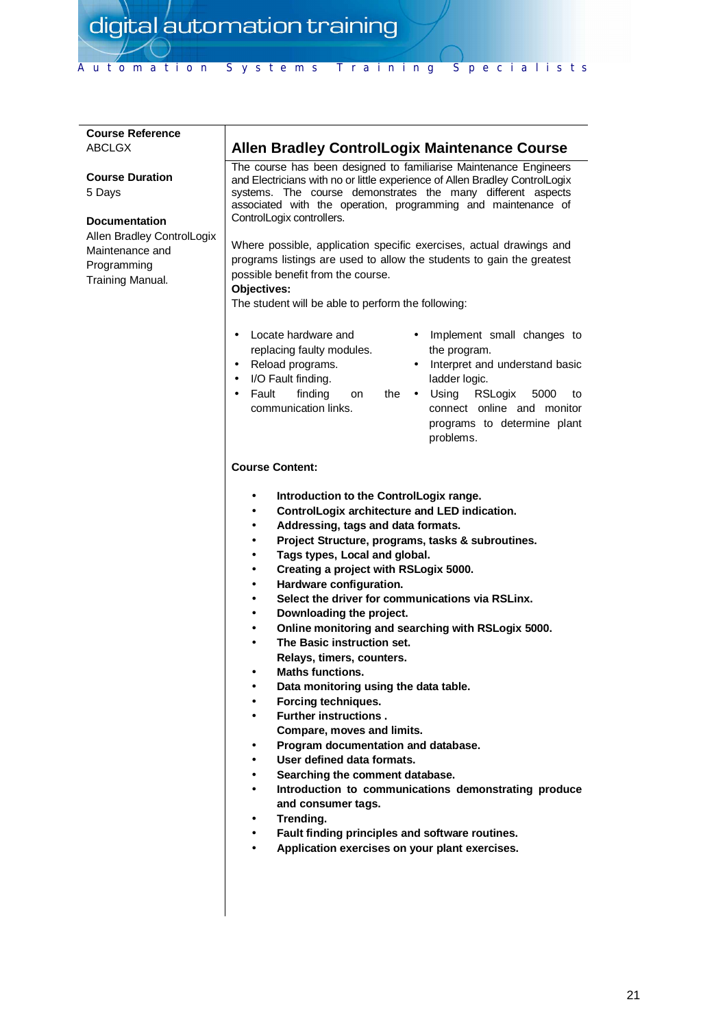**Course Reference**
ABCLGX

**Course Duration**
5 Days

**Documentation**
Allen Bradley ControlLogix Maintenance and Programming Training Manual.

## Allen Bradley ControlLogix Maintenance Course

The course has been designed to familiarise Maintenance Engineers and Electricians with no or little experience of Allen Bradley ControlLogix systems. The course demonstrates the many different aspects associated with the operation, programming and maintenance of ControlLogix controllers.

Where possible, application specific exercises, actual drawings and programs listings are used to allow the students to gain the greatest possible benefit from the course.

**Objectives:**
The student will be able to perform the following:

- Locate hardware and replacing faulty modules.
- Reload programs.
- I/O Fault finding.
- Fault finding on the communication links.
- Implement small changes to the program.
- Interpret and understand basic ladder logic.
- Using RSLogix 5000 to connect online and monitor programs to determine plant problems.

**Course Content:**

- **Introduction to the ControlLogix range.**
- **ControlLogix architecture and LED indication.**
- **Addressing, tags and data formats.**
- **Project Structure, programs, tasks & subroutines.**
- **Tags types, Local and global.**
- **Creating a project with RSLogix 5000.**
- **Hardware configuration.**
- **Select the driver for communications via RSLinx.**
- **Downloading the project.**
- **Online monitoring and searching with RSLogix 5000.**
- **The Basic instruction set.**
  **Relays, timers, counters.**
- **Maths functions.**
- **Data monitoring using the data table.**
- **Forcing techniques.**
- **Further instructions .**
  **Compare, moves and limits.**
- **Program documentation and database.**
- **User defined data formats.**
- **Searching the comment database.**
- **Introduction to communications demonstrating produce and consumer tags.**
- **Trending.**
- **Fault finding principles and software routines.**
- **Application exercises on your plant exercises.**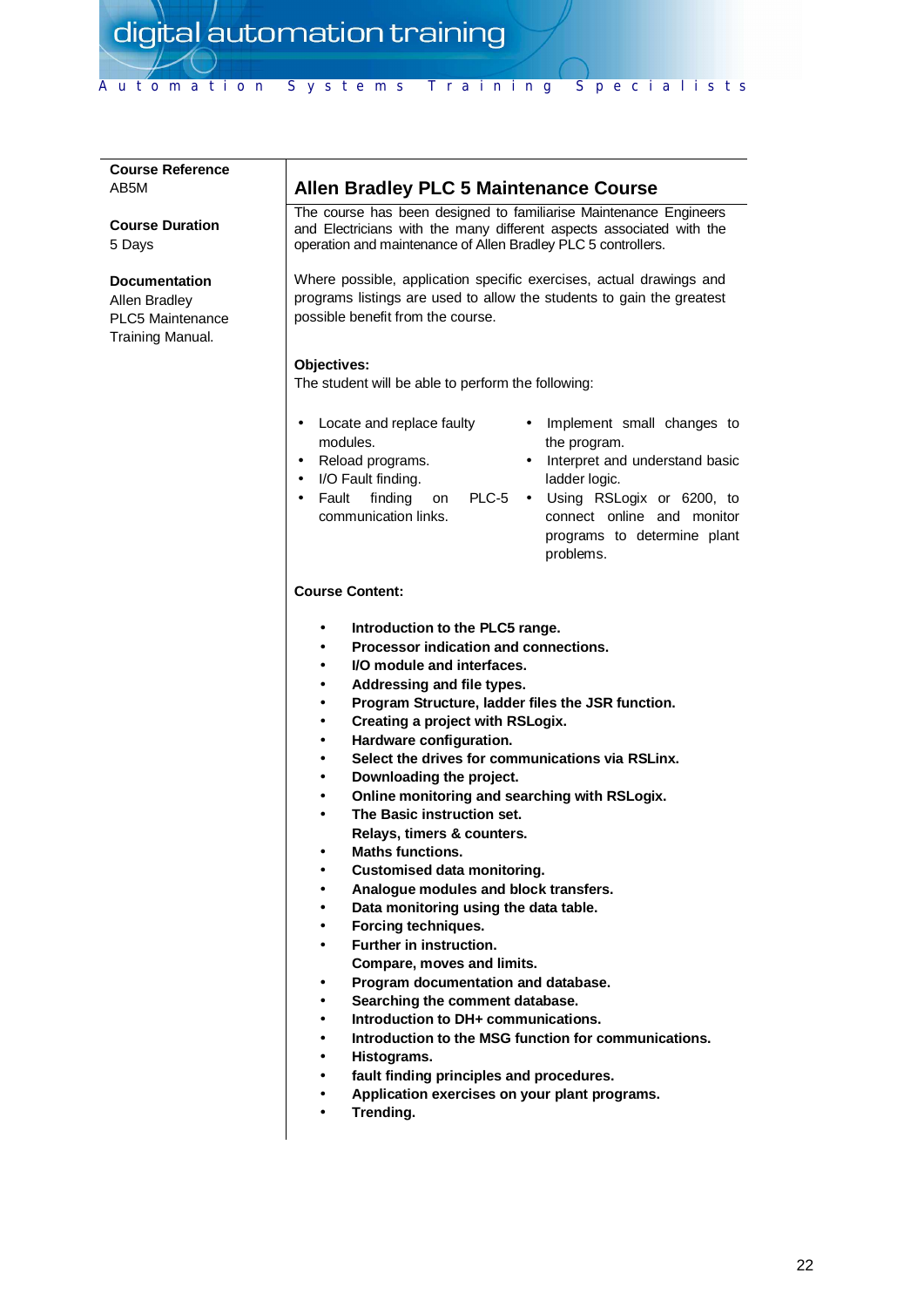**Course Reference**
AB5M

**Course Duration**
5 Days

**Documentation**
Allen Bradley PLC5 Maintenance Training Manual.

## Allen Bradley PLC 5 Maintenance Course

The course has been designed to familiarise Maintenance Engineers and Electricians with the many different aspects associated with the operation and maintenance of Allen Bradley PLC 5 controllers.

Where possible, application specific exercises, actual drawings and programs listings are used to allow the students to gain the greatest possible benefit from the course.

**Objectives:**
The student will be able to perform the following:

- Locate and replace faulty modules.
- Reload programs.
- I/O Fault finding.
- Fault finding on PLC-5 communication links.
- Implement small changes to the program.
- Interpret and understand basic ladder logic.
- Using RSLogix or 6200, to connect online and monitor programs to determine plant problems.

**Course Content:**

- **Introduction to the PLC5 range.**
- **Processor indication and connections.**
- **I/O module and interfaces.**
- **Addressing and file types.**
- **Program Structure, ladder files the JSR function.**
- **Creating a project with RSLogix.**
- **Hardware configuration.**
- **Select the drives for communications via RSLinx.**
- **Downloading the project.**
- **Online monitoring and searching with RSLogix.**
- **The Basic instruction set.**
  **Relays, timers & counters.**
- **Maths functions.**
- **Customised data monitoring.**
- **Analogue modules and block transfers.**
- **Data monitoring using the data table.**
- **Forcing techniques.**
- **Further in instruction.**
  **Compare, moves and limits.**
- **Program documentation and database.**
- **Searching the comment database.**
- **Introduction to DH+ communications.**
- **Introduction to the MSG function for communications.**
- **Histograms.**
- **fault finding principles and procedures.**
- **Application exercises on your plant programs.**
- **Trending.**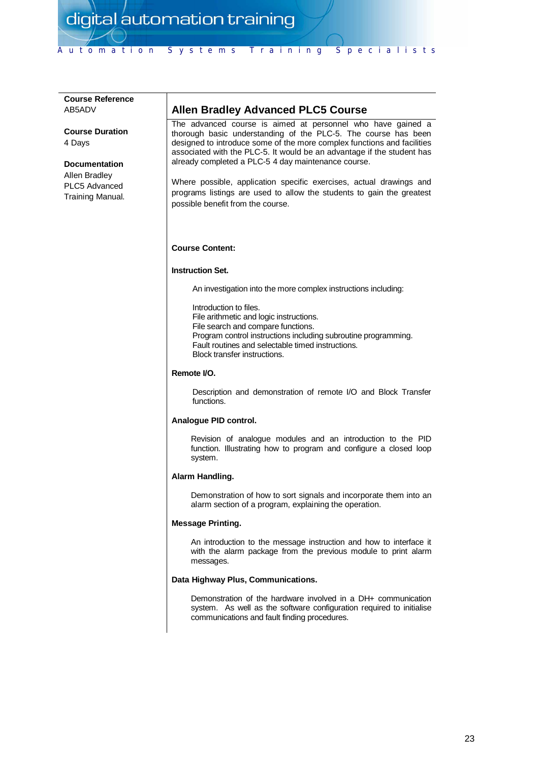**Course Reference**
AB5ADV

**Course Duration**
4 Days

**Documentation**
Allen Bradley PLC5 Advanced Training Manual.

## Allen Bradley Advanced PLC5 Course

The advanced course is aimed at personnel who have gained a thorough basic understanding of the PLC-5. The course has been designed to introduce some of the more complex functions and facilities associated with the PLC-5. It would be an advantage if the student has already completed a PLC-5 4 day maintenance course.

Where possible, application specific exercises, actual drawings and programs listings are used to allow the students to gain the greatest possible benefit from the course.

**Course Content:**

**Instruction Set.**

An investigation into the more complex instructions including:

Introduction to files.
File arithmetic and logic instructions.
File search and compare functions.
Program control instructions including subroutine programming.
Fault routines and selectable timed instructions.
Block transfer instructions.

**Remote I/O.**

Description and demonstration of remote I/O and Block Transfer functions.

**Analogue PID control.**

Revision of analogue modules and an introduction to the PID function. Illustrating how to program and configure a closed loop system.

**Alarm Handling.**

Demonstration of how to sort signals and incorporate them into an alarm section of a program, explaining the operation.

**Message Printing.**

An introduction to the message instruction and how to interface it with the alarm package from the previous module to print alarm messages.

**Data Highway Plus, Communications.**

Demonstration of the hardware involved in a DH+ communication system. As well as the software configuration required to initialise communications and fault finding procedures.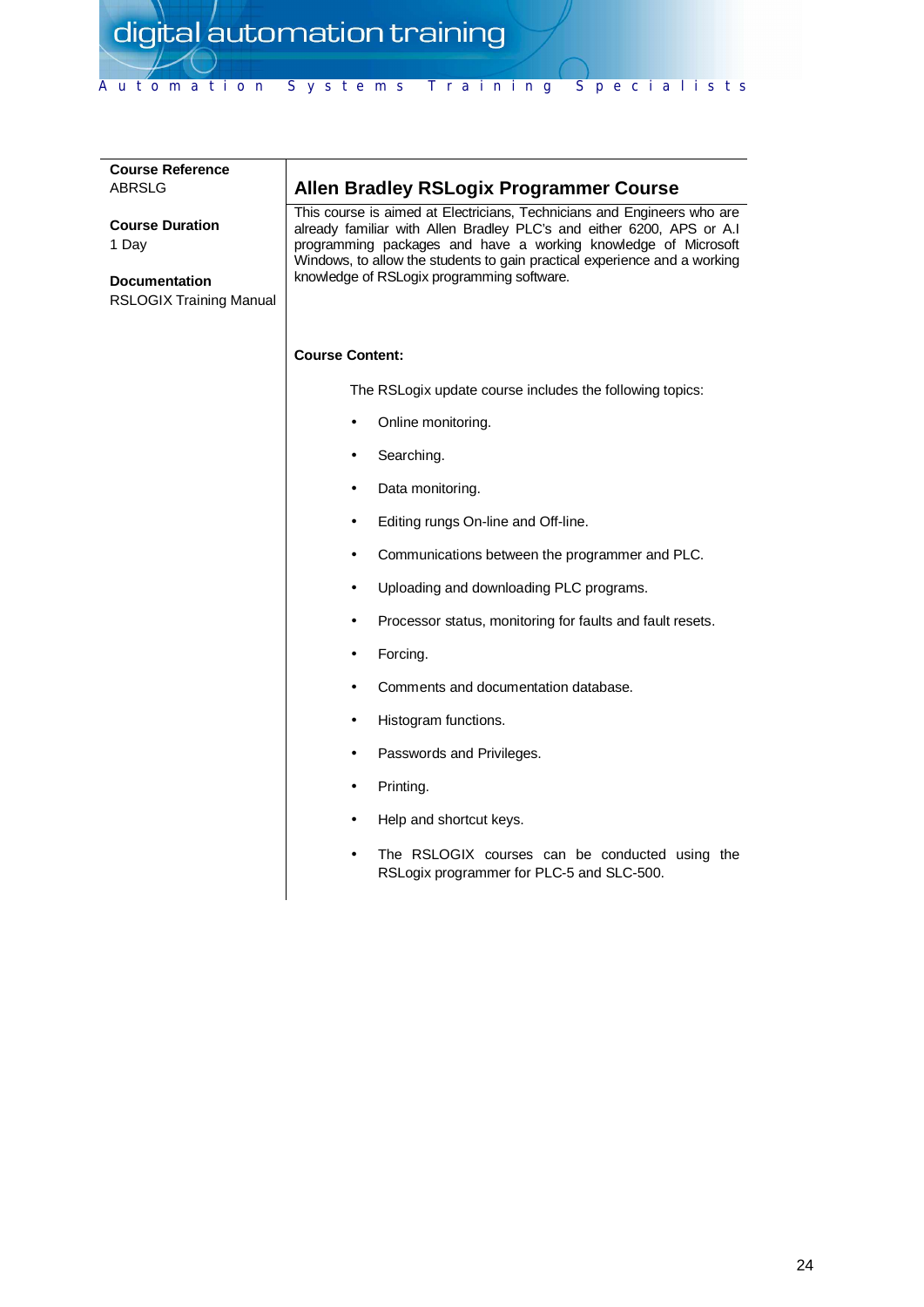**Course Reference**
ABRSLG

**Course Duration**
1 Day

**Documentation**
RSLOGIX Training Manual

## Allen Bradley RSLogix Programmer Course

This course is aimed at Electricians, Technicians and Engineers who are already familiar with Allen Bradley PLC's and either 6200, APS or A.I programming packages and have a working knowledge of Microsoft Windows, to allow the students to gain practical experience and a working knowledge of RSLogix programming software.

**Course Content:**

The RSLogix update course includes the following topics:

- Online monitoring.
- Searching.
- Data monitoring.
- Editing rungs On-line and Off-line.
- Communications between the programmer and PLC.
- Uploading and downloading PLC programs.
- Processor status, monitoring for faults and fault resets.
- Forcing.
- Comments and documentation database.
- Histogram functions.
- Passwords and Privileges.
- Printing.
- Help and shortcut keys.
- The RSLOGIX courses can be conducted using the RSLogix programmer for PLC-5 and SLC-500.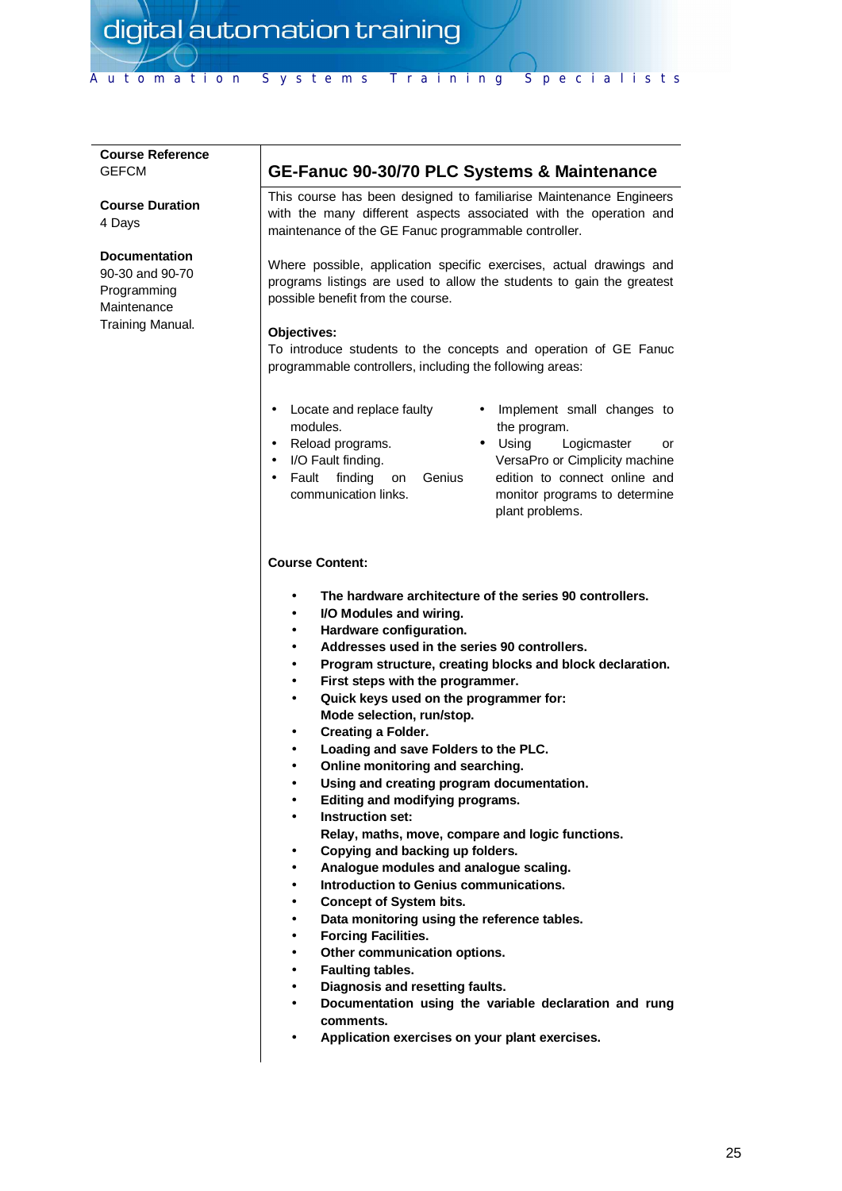**Course Reference**
GEFCM

**Course Duration**
4 Days

**Documentation**
90-30 and 90-70 Programming Maintenance Training Manual.

## GE-Fanuc 90-30/70 PLC Systems & Maintenance

This course has been designed to familiarise Maintenance Engineers with the many different aspects associated with the operation and maintenance of the GE Fanuc programmable controller.

Where possible, application specific exercises, actual drawings and programs listings are used to allow the students to gain the greatest possible benefit from the course.

**Objectives:**
To introduce students to the concepts and operation of GE Fanuc programmable controllers, including the following areas:

- Locate and replace faulty modules.
- Reload programs.
- I/O Fault finding.
- Fault finding on Genius communication links.
- Implement small changes to the program.
- Using Logicmaster or VersaPro or Cimplicity machine edition to connect online and monitor programs to determine plant problems.

**Course Content:**

- **The hardware architecture of the series 90 controllers.**
- **I/O Modules and wiring.**
- **Hardware configuration.**
- **Addresses used in the series 90 controllers.**
- **Program structure, creating blocks and block declaration.**
- **First steps with the programmer.**
- **Quick keys used on the programmer for: Mode selection, run/stop.**
- **Creating a Folder.**
- **Loading and save Folders to the PLC.**
- **Online monitoring and searching.**
- **Using and creating program documentation.**
- **Editing and modifying programs.**
- **Instruction set: Relay, maths, move, compare and logic functions.**
- **Copying and backing up folders.**
- **Analogue modules and analogue scaling.**
- **Introduction to Genius communications.**
- **Concept of System bits.**
- **Data monitoring using the reference tables.**
- **Forcing Facilities.**
- **Other communication options.**
- **Faulting tables.**
- **Diagnosis and resetting faults.**
- **Documentation using the variable declaration and rung comments.**
- **Application exercises on your plant exercises.**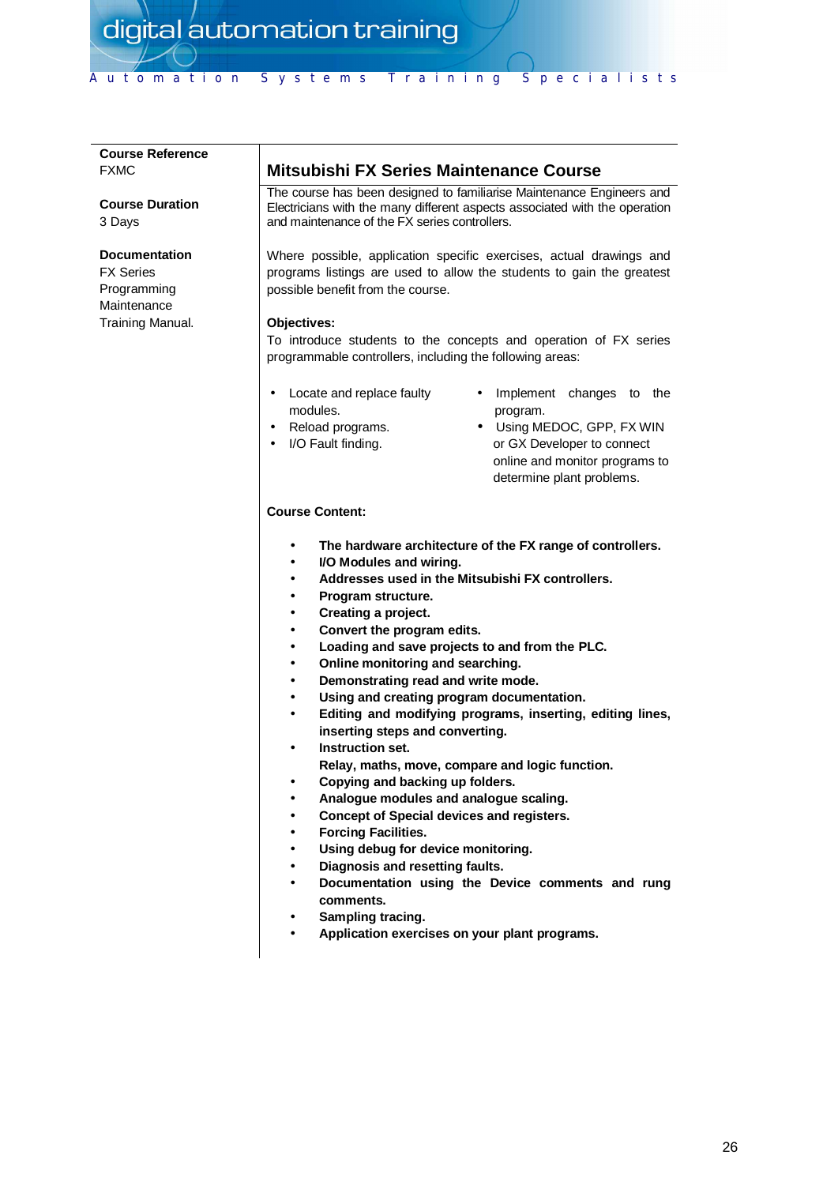**Course Reference**
FXMC

**Course Duration**
3 Days

**Documentation**
FX Series Programming Maintenance Training Manual.

## Mitsubishi FX Series Maintenance Course

The course has been designed to familiarise Maintenance Engineers and Electricians with the many different aspects associated with the operation and maintenance of the FX series controllers.

Where possible, application specific exercises, actual drawings and programs listings are used to allow the students to gain the greatest possible benefit from the course.

**Objectives:**
To introduce students to the concepts and operation of FX series programmable controllers, including the following areas:

- Locate and replace faulty modules.
- Reload programs.
- I/O Fault finding.
- Implement changes to the program.
- Using MEDOC, GPP, FX WIN or GX Developer to connect online and monitor programs to determine plant problems.

**Course Content:**

- **The hardware architecture of the FX range of controllers.**
- **I/O Modules and wiring.**
- **Addresses used in the Mitsubishi FX controllers.**
- **Program structure.**
- **Creating a project.**
- **Convert the program edits.**
- **Loading and save projects to and from the PLC.**
- **Online monitoring and searching.**
- **Demonstrating read and write mode.**
- **Using and creating program documentation.**
- **Editing and modifying programs, inserting, editing lines, inserting steps and converting.**
- **Instruction set.**
  **Relay, maths, move, compare and logic function.**
- **Copying and backing up folders.**
- **Analogue modules and analogue scaling.**
- **Concept of Special devices and registers.**
- **Forcing Facilities.**
- **Using debug for device monitoring.**
- **Diagnosis and resetting faults.**
- **Documentation using the Device comments and rung comments.**
- **Sampling tracing.**
- **Application exercises on your plant programs.**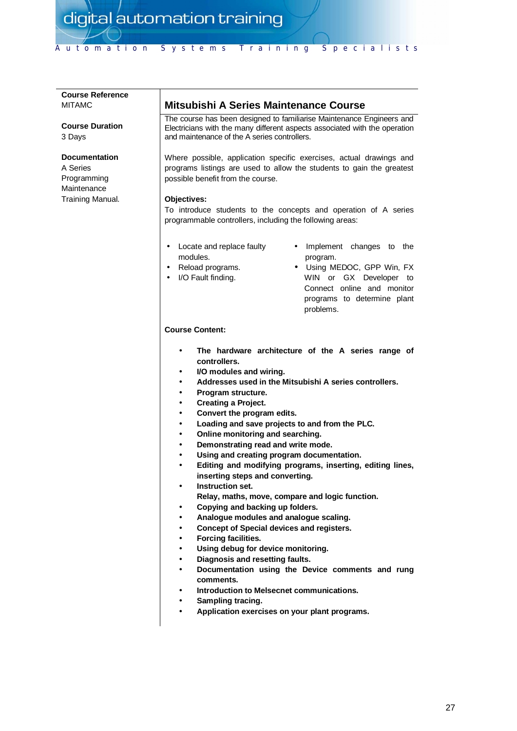**Course Reference**
MITAMC

**Course Duration**
3 Days

**Documentation**
A Series Programming Maintenance Training Manual.

## Mitsubishi A Series Maintenance Course

The course has been designed to familiarise Maintenance Engineers and Electricians with the many different aspects associated with the operation and maintenance of the A series controllers.

Where possible, application specific exercises, actual drawings and programs listings are used to allow the students to gain the greatest possible benefit from the course.

**Objectives:**
To introduce students to the concepts and operation of A series programmable controllers, including the following areas:

- Locate and replace faulty modules.
- Reload programs.
- I/O Fault finding.
- Implement changes to the program.
- Using MEDOC, GPP Win, FX WIN or GX Developer to Connect online and monitor programs to determine plant problems.

**Course Content:**

- **The hardware architecture of the A series range of controllers.**
- **I/O modules and wiring.**
- **Addresses used in the Mitsubishi A series controllers.**
- **Program structure.**
- **Creating a Project.**
- **Convert the program edits.**
- **Loading and save projects to and from the PLC.**
- **Online monitoring and searching.**
- **Demonstrating read and write mode.**
- **Using and creating program documentation.**
- **Editing and modifying programs, inserting, editing lines, inserting steps and converting.**
- **Instruction set.**
  **Relay, maths, move, compare and logic function.**
- **Copying and backing up folders.**
- **Analogue modules and analogue scaling.**
- **Concept of Special devices and registers.**
- **Forcing facilities.**
- **Using debug for device monitoring.**
- **Diagnosis and resetting faults.**
- **Documentation using the Device comments and rung comments.**
- **Introduction to Melsecnet communications.**
- **Sampling tracing.**
- **Application exercises on your plant programs.**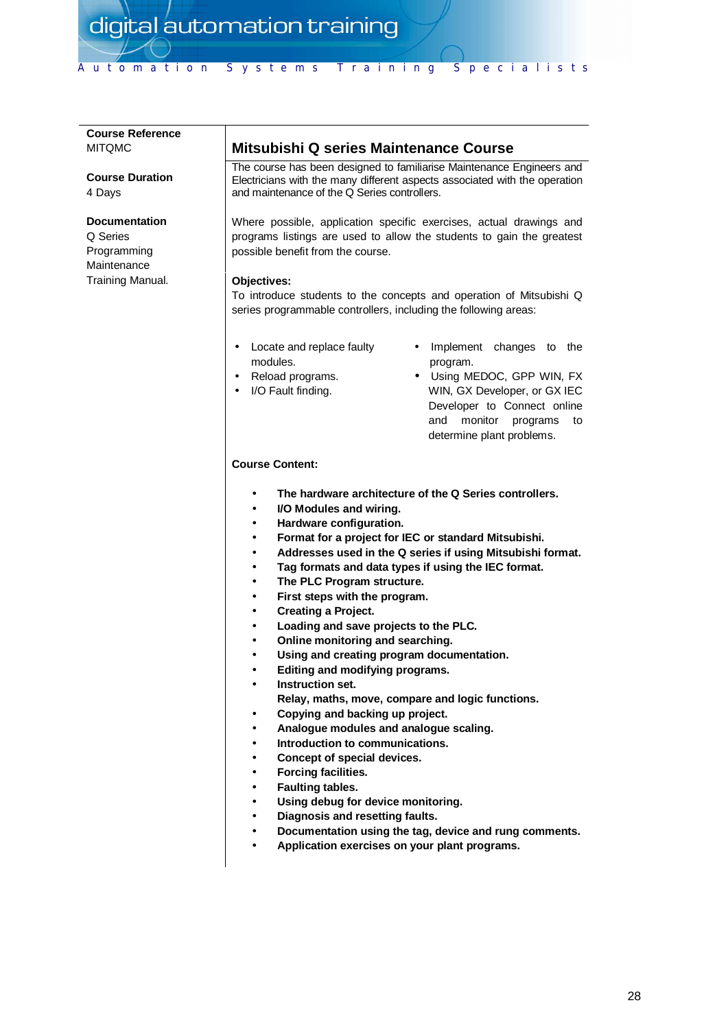**Course Reference**
MITQMC

**Course Duration**
4 Days

**Documentation**
Q Series Programming Maintenance Training Manual.

## Mitsubishi Q series Maintenance Course

The course has been designed to familiarise Maintenance Engineers and Electricians with the many different aspects associated with the operation and maintenance of the Q Series controllers.

Where possible, application specific exercises, actual drawings and programs listings are used to allow the students to gain the greatest possible benefit from the course.

**Objectives:**
To introduce students to the concepts and operation of Mitsubishi Q series programmable controllers, including the following areas:

- Locate and replace faulty modules.
- Reload programs.
- I/O Fault finding.
- Implement changes to the program.
- Using MEDOC, GPP WIN, FX WIN, GX Developer, or GX IEC Developer to Connect online and monitor programs to determine plant problems.

**Course Content:**

- **The hardware architecture of the Q Series controllers.**
- **I/O Modules and wiring.**
- **Hardware configuration.**
- **Format for a project for IEC or standard Mitsubishi.**
- **Addresses used in the Q series if using Mitsubishi format.**
- **Tag formats and data types if using the IEC format.**
- **The PLC Program structure.**
- **First steps with the program.**
- **Creating a Project.**
- **Loading and save projects to the PLC.**
- **Online monitoring and searching.**
- **Using and creating program documentation.**
- **Editing and modifying programs.**
- **Instruction set.**
  **Relay, maths, move, compare and logic functions.**
- **Copying and backing up project.**
- **Analogue modules and analogue scaling.**
- **Introduction to communications.**
- **Concept of special devices.**
- **Forcing facilities.**
- **Faulting tables.**
- **Using debug for device monitoring.**
- **Diagnosis and resetting faults.**
- **Documentation using the tag, device and rung comments.**
- **Application exercises on your plant programs.**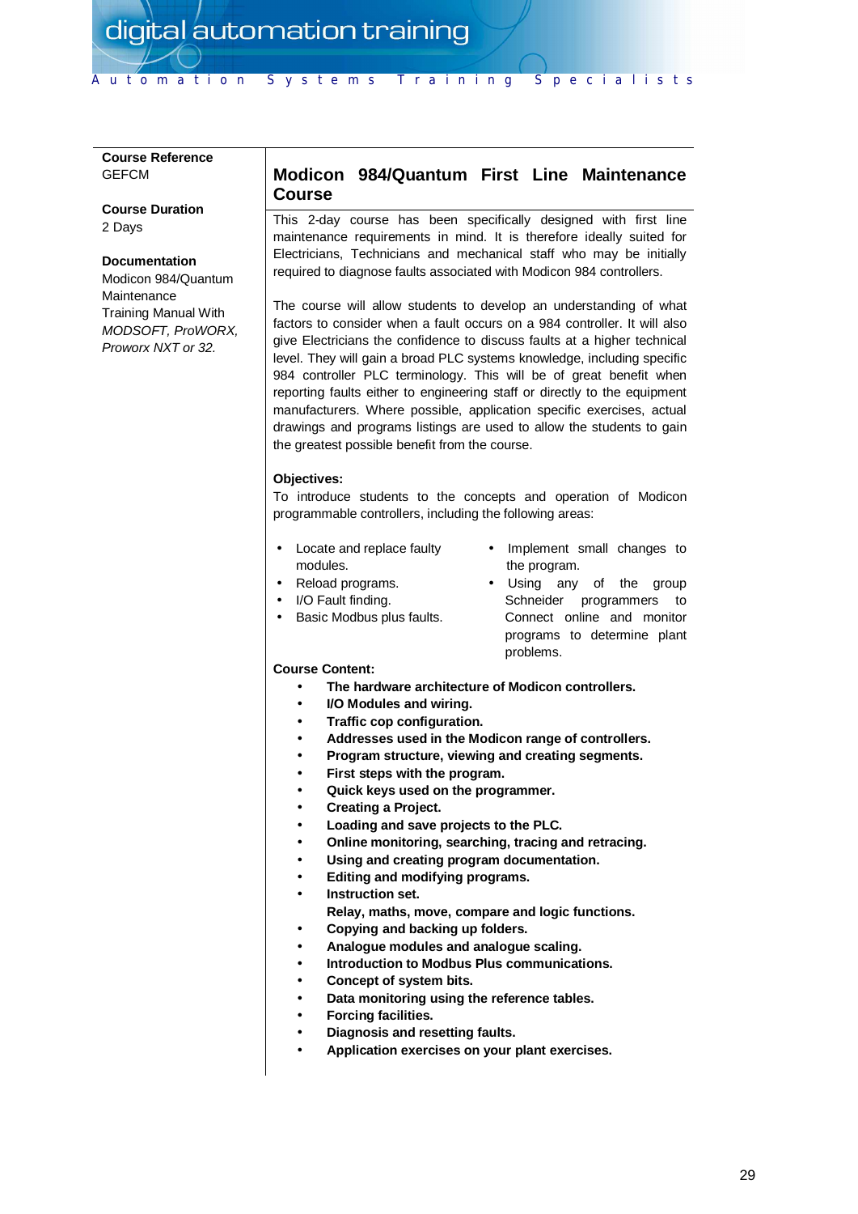**Course Reference**
GEFCM

**Course Duration**
2 Days

**Documentation**
Modicon 984/Quantum Maintenance Training Manual With *MODSOFT, ProWORX, Proworx NXT or 32.*

## Modicon 984/Quantum First Line Maintenance Course

This 2-day course has been specifically designed with first line maintenance requirements in mind. It is therefore ideally suited for Electricians, Technicians and mechanical staff who may be initially required to diagnose faults associated with Modicon 984 controllers.

The course will allow students to develop an understanding of what factors to consider when a fault occurs on a 984 controller. It will also give Electricians the confidence to discuss faults at a higher technical level. They will gain a broad PLC systems knowledge, including specific 984 controller PLC terminology. This will be of great benefit when reporting faults either to engineering staff or directly to the equipment manufacturers. Where possible, application specific exercises, actual drawings and programs listings are used to allow the students to gain the greatest possible benefit from the course.

**Objectives:**
To introduce students to the concepts and operation of Modicon programmable controllers, including the following areas:

- Locate and replace faulty modules.
- Reload programs.
- I/O Fault finding.
- Basic Modbus plus faults.
- Implement small changes to the program.
- Using any of the group Schneider programmers to Connect online and monitor programs to determine plant problems.

**Course Content:**

- **The hardware architecture of Modicon controllers.**
- **I/O Modules and wiring.**
- **Traffic cop configuration.**
- **Addresses used in the Modicon range of controllers.**
- **Program structure, viewing and creating segments.**
- **First steps with the program.**
- **Quick keys used on the programmer.**
- **Creating a Project.**
- **Loading and save projects to the PLC.**
- **Online monitoring, searching, tracing and retracing.**
- **Using and creating program documentation.**
- **Editing and modifying programs.**
- **Instruction set.**
  **Relay, maths, move, compare and logic functions.**
- **Copying and backing up folders.**
- **Analogue modules and analogue scaling.**
- **Introduction to Modbus Plus communications.**
- **Concept of system bits.**
- **Data monitoring using the reference tables.**
- **Forcing facilities.**
- **Diagnosis and resetting faults.**
- **Application exercises on your plant exercises.**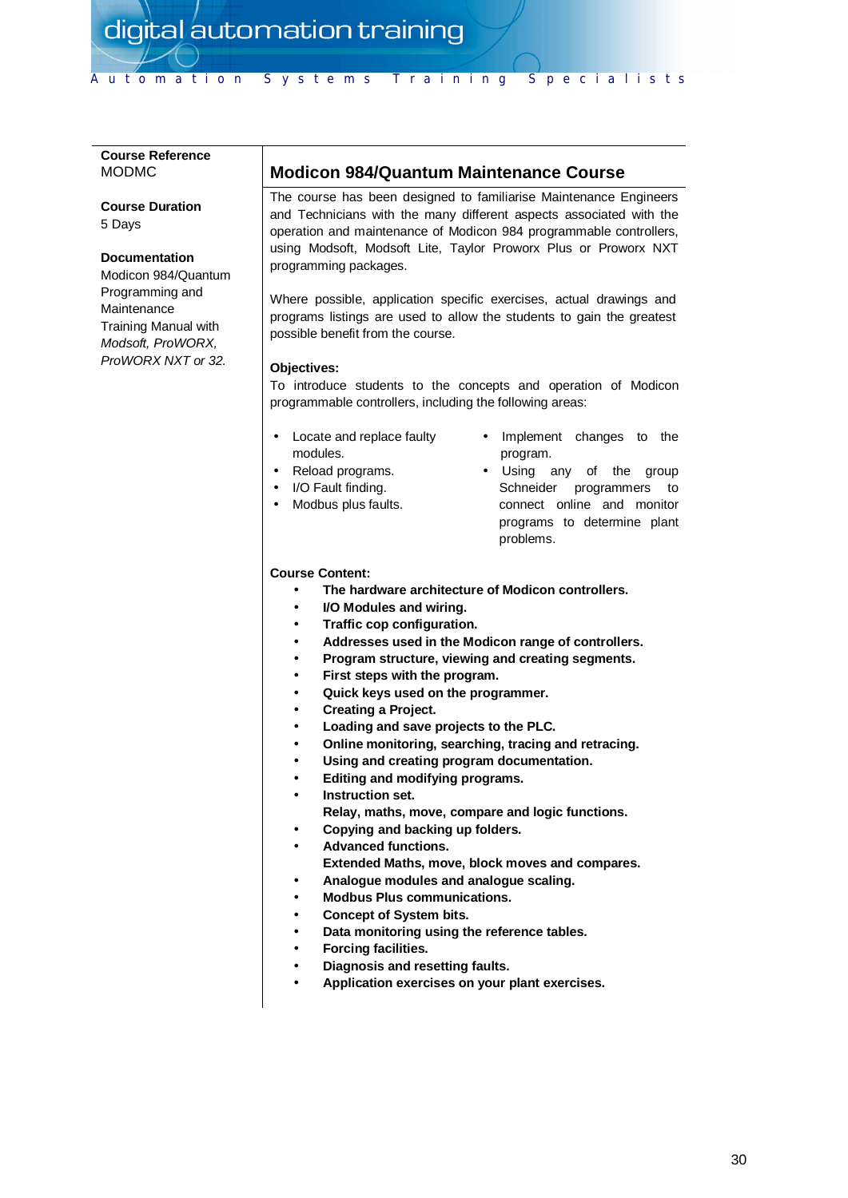**Course Reference**
MODMC

**Course Duration**
5 Days

**Documentation**
Modicon 984/Quantum Programming and Maintenance Training Manual with *Modsoft, ProWORX, ProWORX NXT or 32.*

## Modicon 984/Quantum Maintenance Course

The course has been designed to familiarise Maintenance Engineers and Technicians with the many different aspects associated with the operation and maintenance of Modicon 984 programmable controllers, using Modsoft, Modsoft Lite, Taylor Proworx Plus or Proworx NXT programming packages.

Where possible, application specific exercises, actual drawings and programs listings are used to allow the students to gain the greatest possible benefit from the course.

**Objectives:**
To introduce students to the concepts and operation of Modicon programmable controllers, including the following areas:

- Locate and replace faulty modules.
- Reload programs.
- I/O Fault finding.
- Modbus plus faults.
- Implement changes to the program.
- Using any of the group Schneider programmers to connect online and monitor programs to determine plant problems.

**Course Content:**

- **The hardware architecture of Modicon controllers.**
- **I/O Modules and wiring.**
- **Traffic cop configuration.**
- **Addresses used in the Modicon range of controllers.**
- **Program structure, viewing and creating segments.**
- **First steps with the program.**
- **Quick keys used on the programmer.**
- **Creating a Project.**
- **Loading and save projects to the PLC.**
- **Online monitoring, searching, tracing and retracing.**
- **Using and creating program documentation.**
- **Editing and modifying programs.**
- **Instruction set.**
  **Relay, maths, move, compare and logic functions.**
- **Copying and backing up folders.**
- **Advanced functions.**
  **Extended Maths, move, block moves and compares.**
- **Analogue modules and analogue scaling.**
- **Modbus Plus communications.**
- **Concept of System bits.**
- **Data monitoring using the reference tables.**
- **Forcing facilities.**
- **Diagnosis and resetting faults.**
- **Application exercises on your plant exercises.**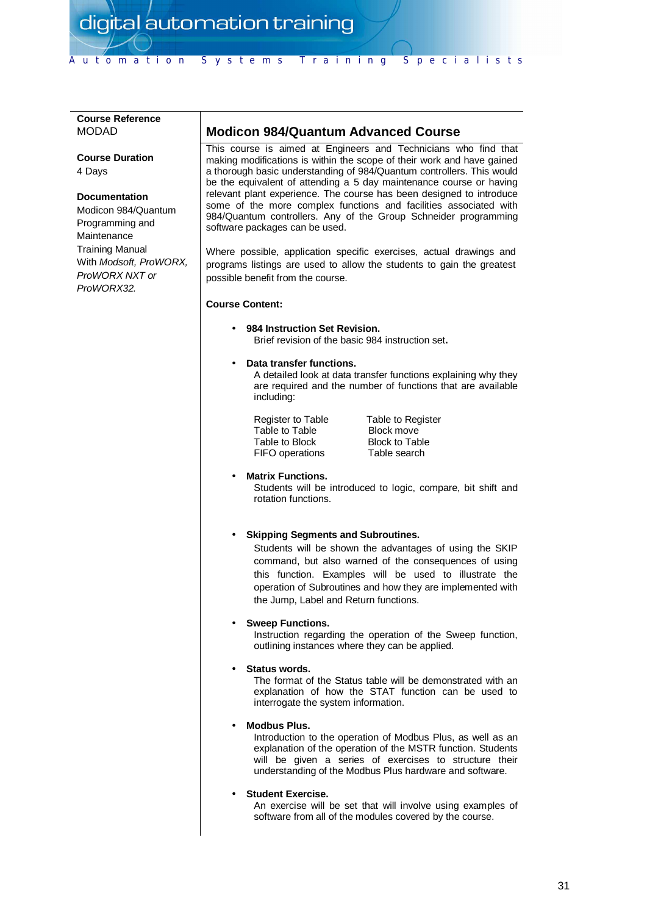**Course Reference**
MODAD

**Course Duration**
4 Days

**Documentation**
Modicon 984/Quantum Programming and Maintenance Training Manual With *Modsoft, ProWORX, ProWORX NXT or ProWORX32.*

## Modicon 984/Quantum Advanced Course

This course is aimed at Engineers and Technicians who find that making modifications is within the scope of their work and have gained a thorough basic understanding of 984/Quantum controllers. This would be the equivalent of attending a 5 day maintenance course or having relevant plant experience. The course has been designed to introduce some of the more complex functions and facilities associated with 984/Quantum controllers. Any of the Group Schneider programming software packages can be used.

Where possible, application specific exercises, actual drawings and programs listings are used to allow the students to gain the greatest possible benefit from the course.

**Course Content:**

- **984 Instruction Set Revision.**
  Brief revision of the basic 984 instruction set.

- **Data transfer functions.**
  A detailed look at data transfer functions explaining why they are required and the number of functions that are available including:

  | | |
  |---|---|
  | Register to Table | Table to Register |
  | Table to Table | Block move |
  | Table to Block | Block to Table |
  | FIFO operations | Table search |

- **Matrix Functions.**
  Students will be introduced to logic, compare, bit shift and rotation functions.

- **Skipping Segments and Subroutines.**
  Students will be shown the advantages of using the SKIP command, but also warned of the consequences of using this function. Examples will be used to illustrate the operation of Subroutines and how they are implemented with the Jump, Label and Return functions.

- **Sweep Functions.**
  Instruction regarding the operation of the Sweep function, outlining instances where they can be applied.

- **Status words.**
  The format of the Status table will be demonstrated with an explanation of how the STAT function can be used to interrogate the system information.

- **Modbus Plus.**
  Introduction to the operation of Modbus Plus, as well as an explanation of the operation of the MSTR function. Students will be given a series of exercises to structure their understanding of the Modbus Plus hardware and software.

- **Student Exercise.**
  An exercise will be set that will involve using examples of software from all of the modules covered by the course.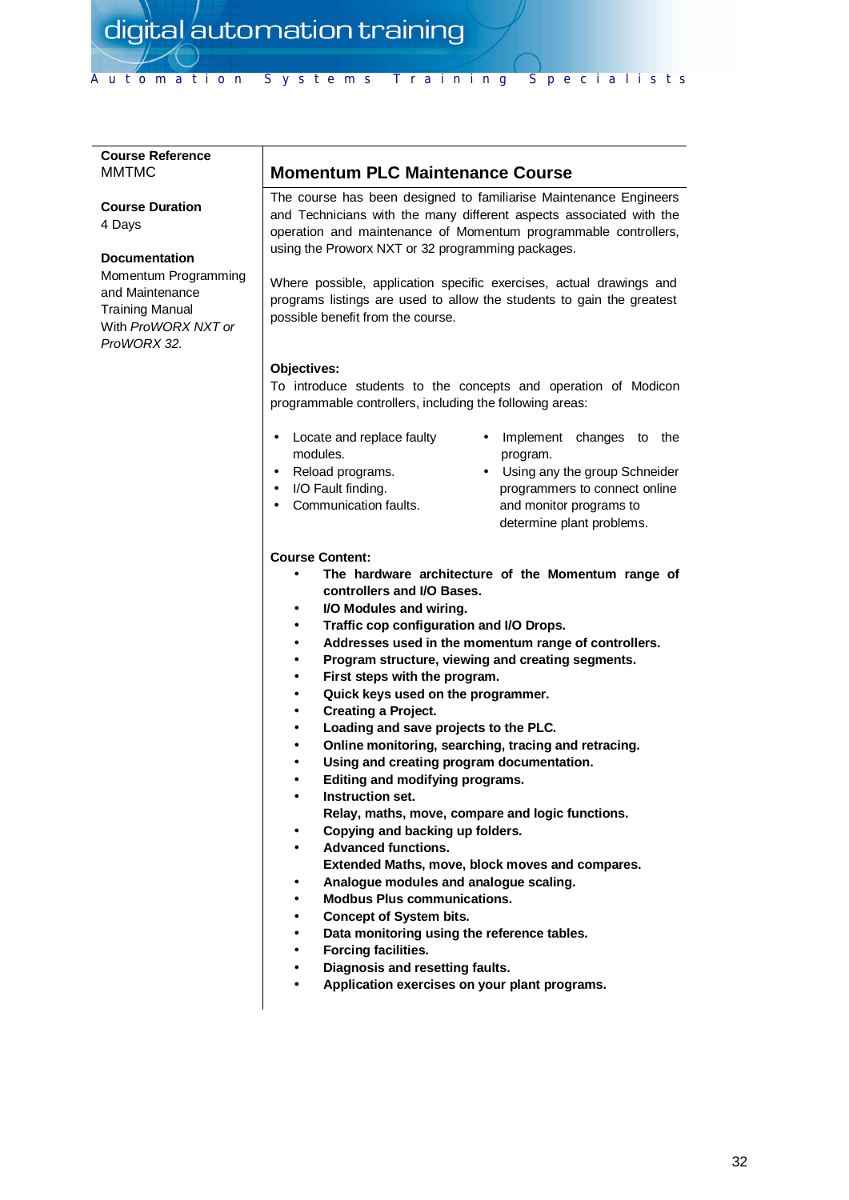**Course Reference**
MMTMC

**Course Duration**
4 Days

**Documentation**
Momentum Programming and Maintenance Training Manual With *ProWORX NXT or ProWORX 32.*

## Momentum PLC Maintenance Course

The course has been designed to familiarise Maintenance Engineers and Technicians with the many different aspects associated with the operation and maintenance of Momentum programmable controllers, using the Proworx NXT or 32 programming packages.

Where possible, application specific exercises, actual drawings and programs listings are used to allow the students to gain the greatest possible benefit from the course.

**Objectives:**
To introduce students to the concepts and operation of Modicon programmable controllers, including the following areas:

- Locate and replace faulty modules.
- Reload programs.
- I/O Fault finding.
- Communication faults.
- Implement changes to the program.
- Using any the group Schneider programmers to connect online and monitor programs to determine plant problems.

**Course Content:**

- **The hardware architecture of the Momentum range of controllers and I/O Bases.**
- **I/O Modules and wiring.**
- **Traffic cop configuration and I/O Drops.**
- **Addresses used in the momentum range of controllers.**
- **Program structure, viewing and creating segments.**
- **First steps with the program.**
- **Quick keys used on the programmer.**
- **Creating a Project.**
- **Loading and save projects to the PLC.**
- **Online monitoring, searching, tracing and retracing.**
- **Using and creating program documentation.**
- **Editing and modifying programs.**
- **Instruction set.**
  **Relay, maths, move, compare and logic functions.**
- **Copying and backing up folders.**
- **Advanced functions.**
  **Extended Maths, move, block moves and compares.**
- **Analogue modules and analogue scaling.**
- **Modbus Plus communications.**
- **Concept of System bits.**
- **Data monitoring using the reference tables.**
- **Forcing facilities.**
- **Diagnosis and resetting faults.**
- **Application exercises on your plant programs.**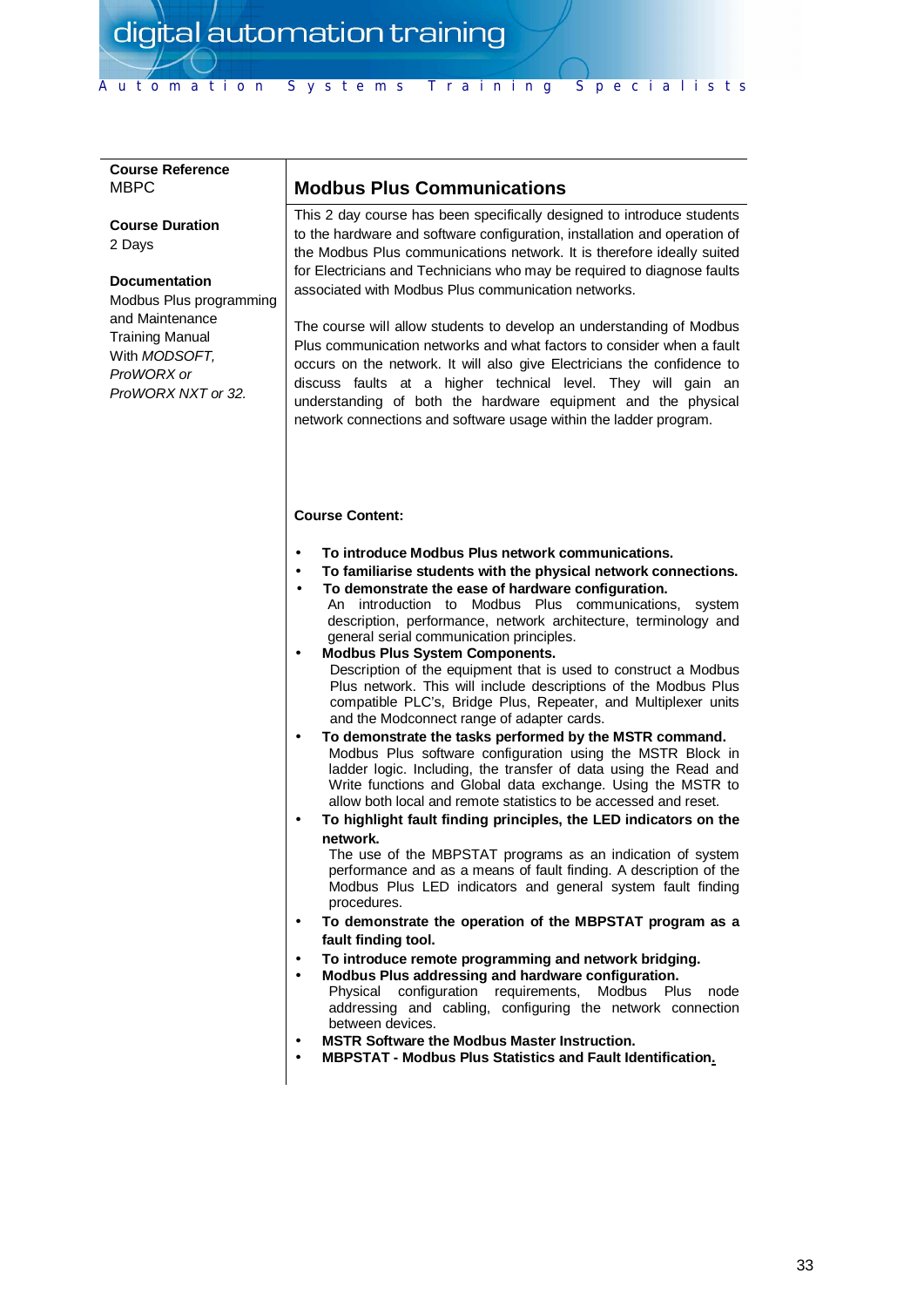**Course Reference**
MBPC

**Course Duration**
2 Days

**Documentation**
Modbus Plus programming and Maintenance Training Manual With *MODSOFT, ProWORX or ProWORX NXT or 32.*

## Modbus Plus Communications

This 2 day course has been specifically designed to introduce students to the hardware and software configuration, installation and operation of the Modbus Plus communications network. It is therefore ideally suited for Electricians and Technicians who may be required to diagnose faults associated with Modbus Plus communication networks.

The course will allow students to develop an understanding of Modbus Plus communication networks and what factors to consider when a fault occurs on the network. It will also give Electricians the confidence to discuss faults at a higher technical level. They will gain an understanding of both the hardware equipment and the physical network connections and software usage within the ladder program.

**Course Content:**

- **To introduce Modbus Plus network communications.**
- **To familiarise students with the physical network connections.**
- **To demonstrate the ease of hardware configuration.**
  An introduction to Modbus Plus communications, system description, performance, network architecture, terminology and general serial communication principles.
- **Modbus Plus System Components.**
  Description of the equipment that is used to construct a Modbus Plus network. This will include descriptions of the Modbus Plus compatible PLC's, Bridge Plus, Repeater, and Multiplexer units and the Modconnect range of adapter cards.
- **To demonstrate the tasks performed by the MSTR command.**
  Modbus Plus software configuration using the MSTR Block in ladder logic. Including, the transfer of data using the Read and Write functions and Global data exchange. Using the MSTR to allow both local and remote statistics to be accessed and reset.
- **To highlight fault finding principles, the LED indicators on the network.**
  The use of the MBPSTAT programs as an indication of system performance and as a means of fault finding. A description of the Modbus Plus LED indicators and general system fault finding procedures.
- **To demonstrate the operation of the MBPSTAT program as a fault finding tool.**
- **To introduce remote programming and network bridging.**
- **Modbus Plus addressing and hardware configuration.**
  Physical configuration requirements, Modbus Plus node addressing and cabling, configuring the network connection between devices.
- **MSTR Software the Modbus Master Instruction.**
- **MBPSTAT - Modbus Plus Statistics and Fault Identification.**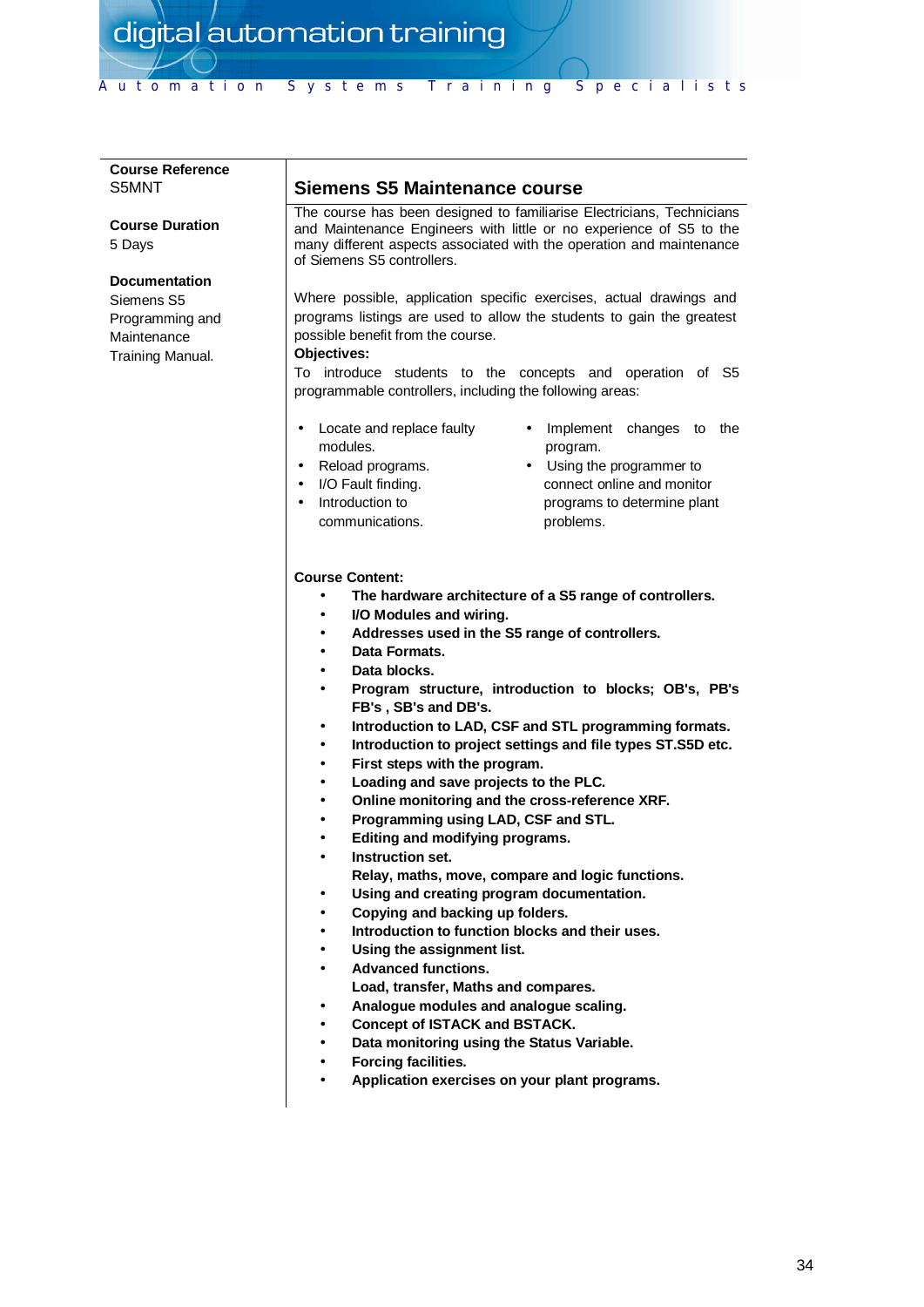**Course Reference**
S5MNT

**Course Duration**
5 Days

**Documentation**
Siemens S5 Programming and Maintenance Training Manual.

## Siemens S5 Maintenance course

The course has been designed to familiarise Electricians, Technicians and Maintenance Engineers with little or no experience of S5 to the many different aspects associated with the operation and maintenance of Siemens S5 controllers.

Where possible, application specific exercises, actual drawings and programs listings are used to allow the students to gain the greatest possible benefit from the course.

**Objectives:**

To introduce students to the concepts and operation of S5 programmable controllers, including the following areas:

- Locate and replace faulty modules.
- Reload programs.
- I/O Fault finding.
- Introduction to communications.
- Implement changes to the program.
- Using the programmer to connect online and monitor programs to determine plant problems.

**Course Content:**

- **The hardware architecture of a S5 range of controllers.**
- **I/O Modules and wiring.**
- **Addresses used in the S5 range of controllers.**
- **Data Formats.**
- **Data blocks.**
- **Program structure, introduction to blocks; OB's, PB's FB's , SB's and DB's.**
- **Introduction to LAD, CSF and STL programming formats.**
- **Introduction to project settings and file types ST.S5D etc.**
- **First steps with the program.**
- **Loading and save projects to the PLC.**
- **Online monitoring and the cross-reference XRF.**
- **Programming using LAD, CSF and STL.**
- **Editing and modifying programs.**
- **Instruction set.**
  **Relay, maths, move, compare and logic functions.**
- **Using and creating program documentation.**
- **Copying and backing up folders.**
- **Introduction to function blocks and their uses.**
- **Using the assignment list.**
- **Advanced functions.**
  **Load, transfer, Maths and compares.**
- **Analogue modules and analogue scaling.**
- **Concept of ISTACK and BSTACK.**
- **Data monitoring using the Status Variable.**
- **Forcing facilities.**
- **Application exercises on your plant programs.**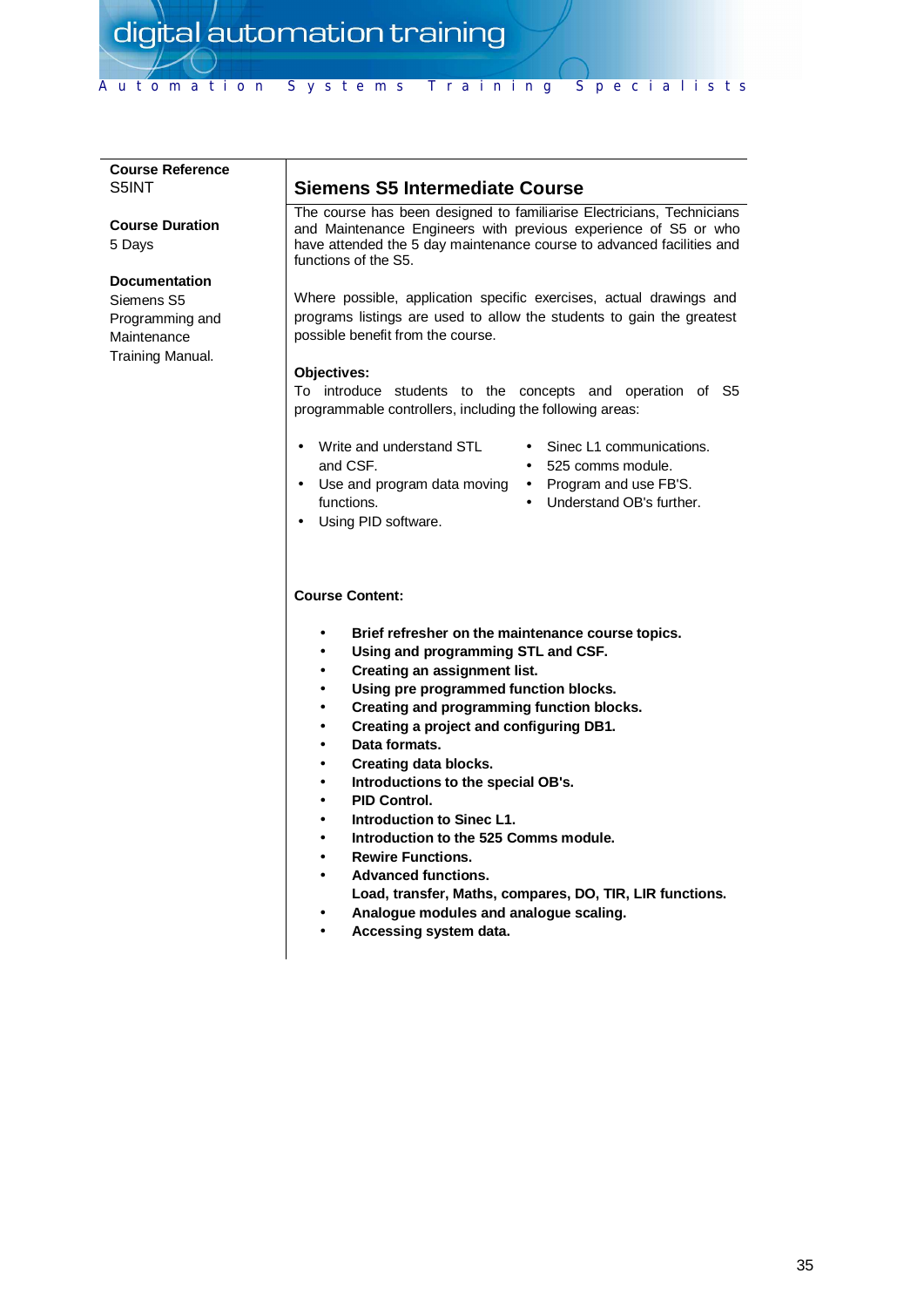**Course Reference**
S5INT

**Course Duration**
5 Days

**Documentation**
Siemens S5 Programming and Maintenance Training Manual.

## Siemens S5 Intermediate Course

The course has been designed to familiarise Electricians, Technicians and Maintenance Engineers with previous experience of S5 or who have attended the 5 day maintenance course to advanced facilities and functions of the S5.

Where possible, application specific exercises, actual drawings and programs listings are used to allow the students to gain the greatest possible benefit from the course.

**Objectives:**
To introduce students to the concepts and operation of S5 programmable controllers, including the following areas:

- Write and understand STL and CSF.
- Use and program data moving functions.
- Using PID software.
- Sinec L1 communications.
- 525 comms module.
- Program and use FB'S.
- Understand OB's further.

**Course Content:**

- **Brief refresher on the maintenance course topics.**
- **Using and programming STL and CSF.**
- **Creating an assignment list.**
- **Using pre programmed function blocks.**
- **Creating and programming function blocks.**
- **Creating a project and configuring DB1.**
- **Data formats.**
- **Creating data blocks.**
- **Introductions to the special OB's.**
- **PID Control.**
- **Introduction to Sinec L1.**
- **Introduction to the 525 Comms module.**
- **Rewire Functions.**
- **Advanced functions.**
  **Load, transfer, Maths, compares, DO, TIR, LIR functions.**
- **Analogue modules and analogue scaling.**
- **Accessing system data.**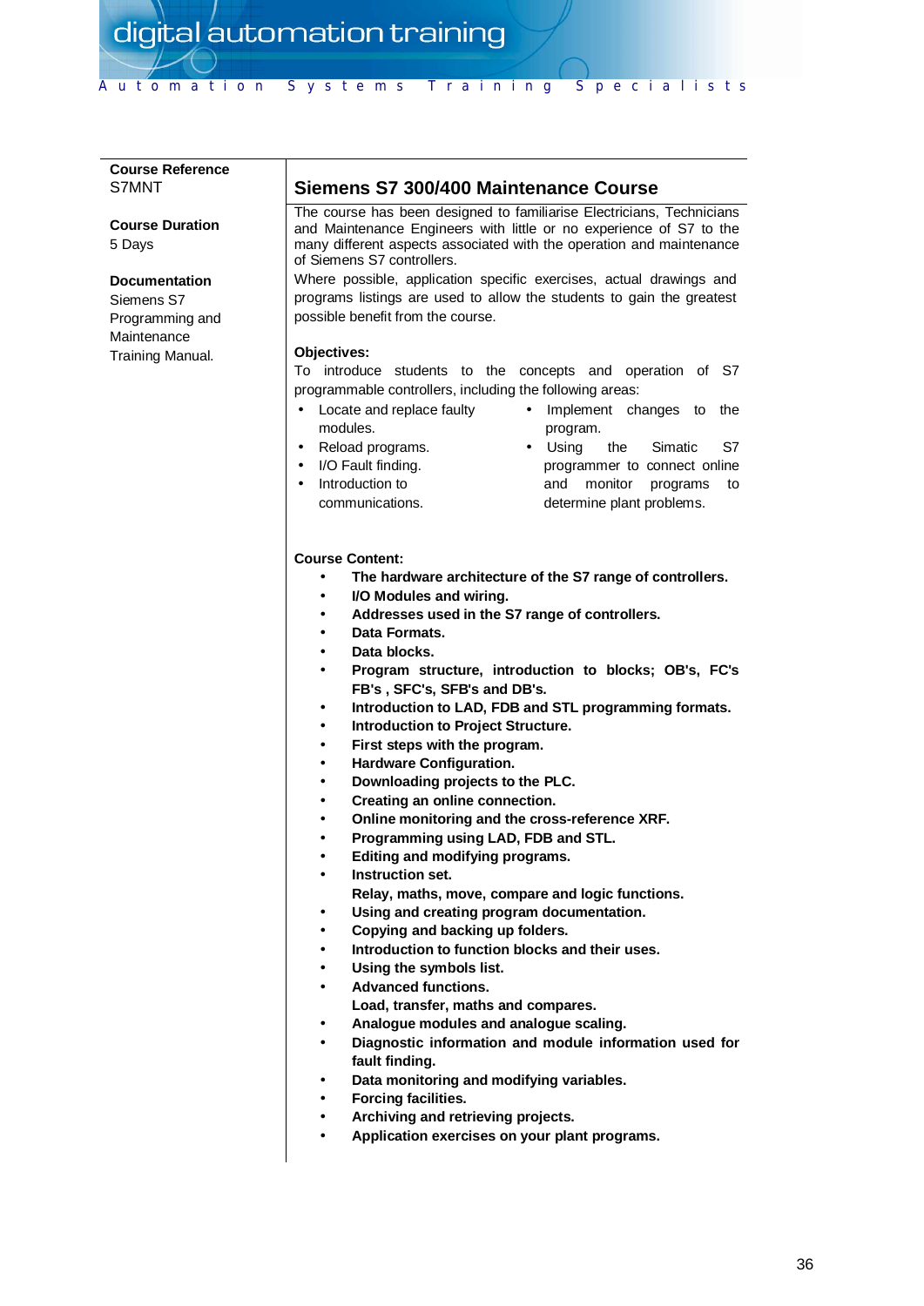**Course Reference**
S7MNT

**Course Duration**
5 Days

**Documentation**
Siemens S7 Programming and Maintenance Training Manual.

## Siemens S7 300/400 Maintenance Course

The course has been designed to familiarise Electricians, Technicians and Maintenance Engineers with little or no experience of S7 to the many different aspects associated with the operation and maintenance of Siemens S7 controllers.

Where possible, application specific exercises, actual drawings and programs listings are used to allow the students to gain the greatest possible benefit from the course.

**Objectives:**

To introduce students to the concepts and operation of S7 programmable controllers, including the following areas:

- Locate and replace faulty modules.
- Reload programs.
- I/O Fault finding.
- Introduction to communications.
- Implement changes to the program.
- Using the Simatic S7 programmer to connect online and monitor programs to determine plant problems.

**Course Content:**

- **The hardware architecture of the S7 range of controllers.**
- **I/O Modules and wiring.**
- **Addresses used in the S7 range of controllers.**
- **Data Formats.**
- **Data blocks.**
- **Program structure, introduction to blocks; OB's, FC's FB's , SFC's, SFB's and DB's.**
- **Introduction to LAD, FDB and STL programming formats.**
- **Introduction to Project Structure.**
- **First steps with the program.**
- **Hardware Configuration.**
- **Downloading projects to the PLC.**
- **Creating an online connection.**
- **Online monitoring and the cross-reference XRF.**
- **Programming using LAD, FDB and STL.**
- **Editing and modifying programs.**
- **Instruction set.**
  **Relay, maths, move, compare and logic functions.**
- **Using and creating program documentation.**
- **Copying and backing up folders.**
- **Introduction to function blocks and their uses.**
- **Using the symbols list.**
- **Advanced functions.**
  **Load, transfer, maths and compares.**
- **Analogue modules and analogue scaling.**
- **Diagnostic information and module information used for fault finding.**
- **Data monitoring and modifying variables.**
- **Forcing facilities.**
- **Archiving and retrieving projects.**
- **Application exercises on your plant programs.**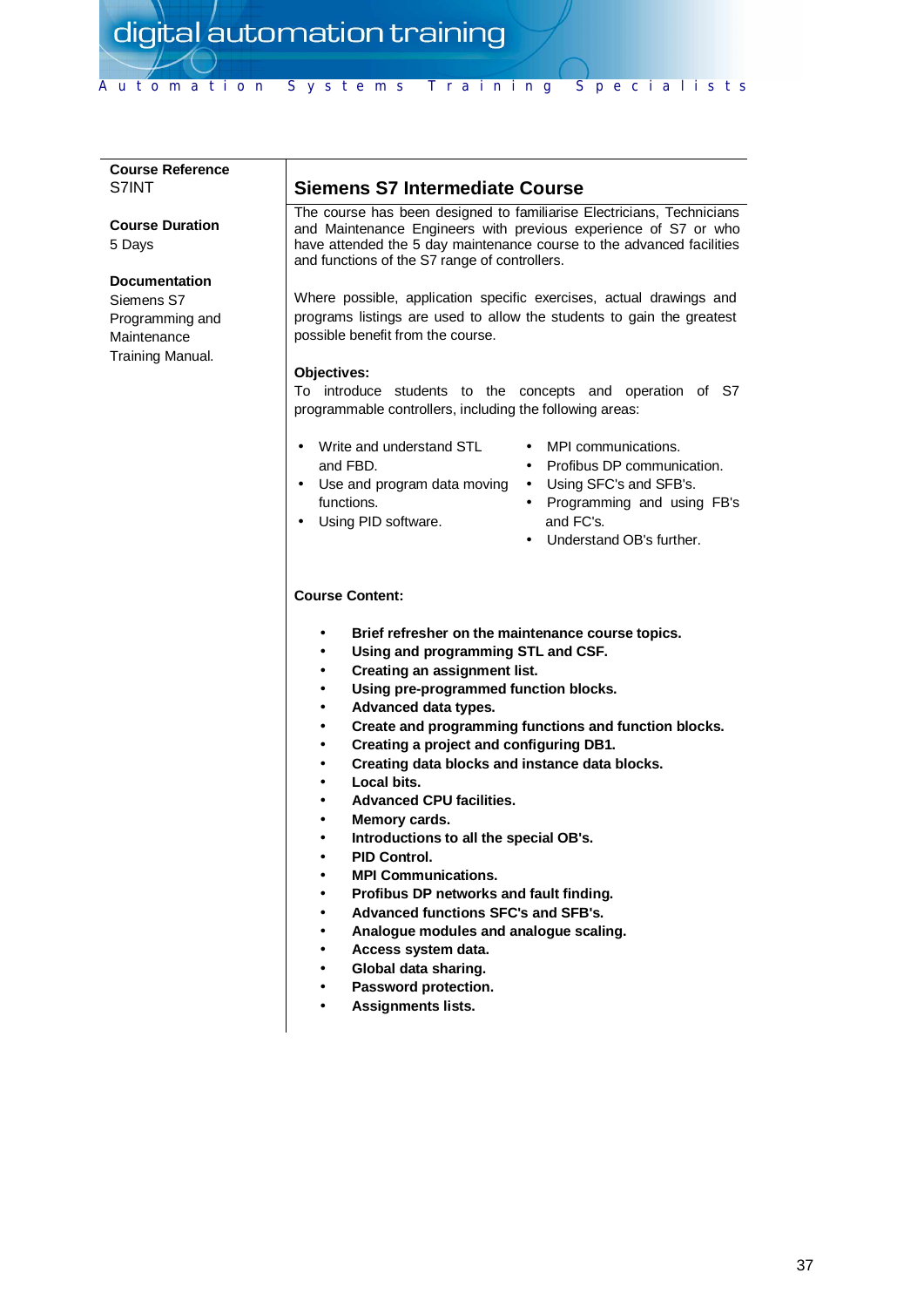**Course Reference**
S7INT

**Course Duration**
5 Days

**Documentation**
Siemens S7 Programming and Maintenance Training Manual.

## Siemens S7 Intermediate Course

The course has been designed to familiarise Electricians, Technicians and Maintenance Engineers with previous experience of S7 or who have attended the 5 day maintenance course to the advanced facilities and functions of the S7 range of controllers.

Where possible, application specific exercises, actual drawings and programs listings are used to allow the students to gain the greatest possible benefit from the course.

**Objectives:**
To introduce students to the concepts and operation of S7 programmable controllers, including the following areas:

- Write and understand STL and FBD.
- Use and program data moving functions.
- Using PID software.
- MPI communications.
- Profibus DP communication.
- Using SFC's and SFB's.
- Programming and using FB's and FC's.
- Understand OB's further.

**Course Content:**

- **Brief refresher on the maintenance course topics.**
- **Using and programming STL and CSF.**
- **Creating an assignment list.**
- **Using pre-programmed function blocks.**
- **Advanced data types.**
- **Create and programming functions and function blocks.**
- **Creating a project and configuring DB1.**
- **Creating data blocks and instance data blocks.**
- **Local bits.**
- **Advanced CPU facilities.**
- **Memory cards.**
- **Introductions to all the special OB's.**
- **PID Control.**
- **MPI Communications.**
- **Profibus DP networks and fault finding.**
- **Advanced functions SFC's and SFB's.**
- **Analogue modules and analogue scaling.**
- **Access system data.**
- **Global data sharing.**
- **Password protection.**
- **Assignments lists.**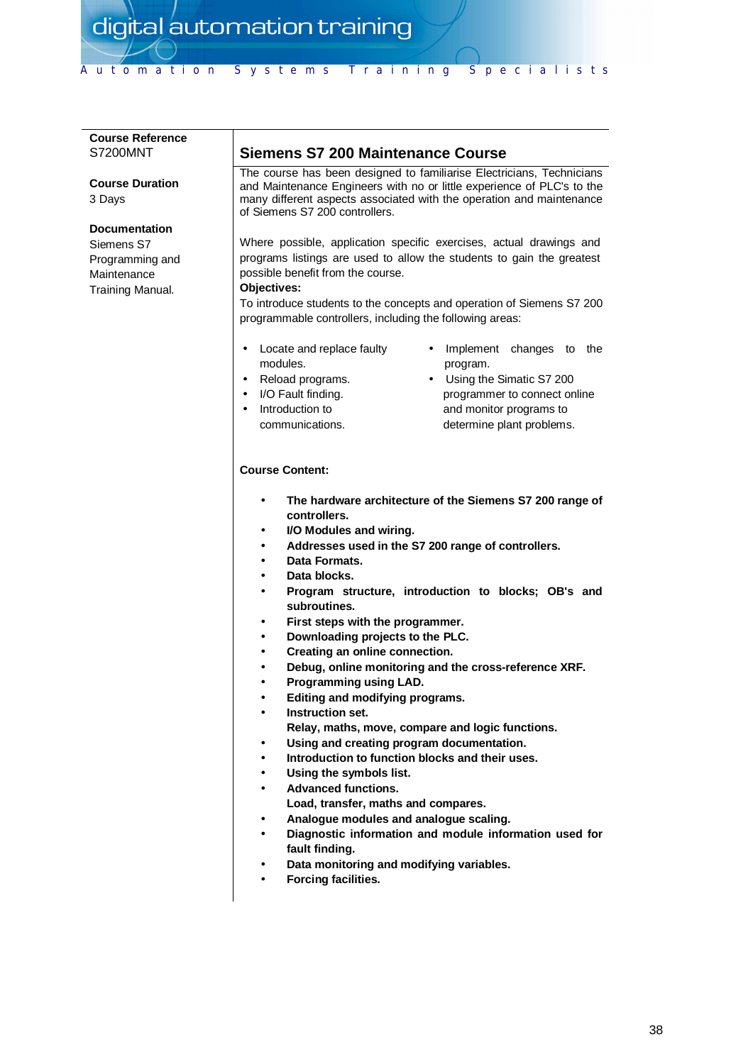**Course Reference**
S7200MNT

**Course Duration**
3 Days

**Documentation**
Siemens S7 Programming and Maintenance Training Manual.

## Siemens S7 200 Maintenance Course

The course has been designed to familiarise Electricians, Technicians and Maintenance Engineers with no or little experience of PLC's to the many different aspects associated with the operation and maintenance of Siemens S7 200 controllers.

Where possible, application specific exercises, actual drawings and programs listings are used to allow the students to gain the greatest possible benefit from the course.

**Objectives:**

To introduce students to the concepts and operation of Siemens S7 200 programmable controllers, including the following areas:

- Locate and replace faulty modules.
- Reload programs.
- I/O Fault finding.
- Introduction to communications.
- Implement changes to the program.
- Using the Simatic S7 200 programmer to connect online and monitor programs to determine plant problems.

**Course Content:**

- **The hardware architecture of the Siemens S7 200 range of controllers.**
- **I/O Modules and wiring.**
- **Addresses used in the S7 200 range of controllers.**
- **Data Formats.**
- **Data blocks.**
- **Program structure, introduction to blocks; OB's and subroutines.**
- **First steps with the programmer.**
- **Downloading projects to the PLC.**
- **Creating an online connection.**
- **Debug, online monitoring and the cross-reference XRF.**
- **Programming using LAD.**
- **Editing and modifying programs.**
- **Instruction set.**
  **Relay, maths, move, compare and logic functions.**
- **Using and creating program documentation.**
- **Introduction to function blocks and their uses.**
- **Using the symbols list.**
- **Advanced functions.**
  **Load, transfer, maths and compares.**
- **Analogue modules and analogue scaling.**
- **Diagnostic information and module information used for fault finding.**
- **Data monitoring and modifying variables.**
- **Forcing facilities.**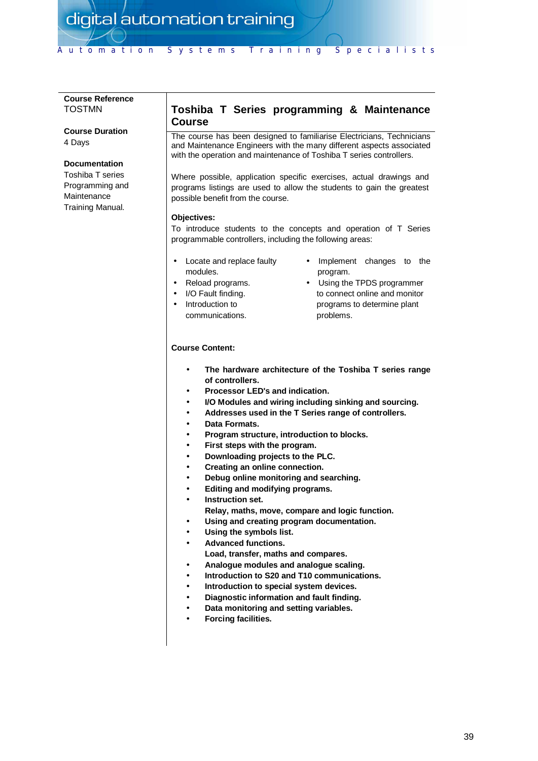**Course Reference**
TOSTMN

**Course Duration**
4 Days

**Documentation**
Toshiba T series Programming and Maintenance Training Manual.

## Toshiba T Series programming & Maintenance Course

The course has been designed to familiarise Electricians, Technicians and Maintenance Engineers with the many different aspects associated with the operation and maintenance of Toshiba T series controllers.

Where possible, application specific exercises, actual drawings and programs listings are used to allow the students to gain the greatest possible benefit from the course.

**Objectives:**

To introduce students to the concepts and operation of T Series programmable controllers, including the following areas:

- Locate and replace faulty modules.
- Reload programs.
- I/O Fault finding.
- Introduction to communications.
- Implement changes to the program.
- Using the TPDS programmer to connect online and monitor programs to determine plant problems.

**Course Content:**

- **The hardware architecture of the Toshiba T series range of controllers.**
- **Processor LED's and indication.**
- **I/O Modules and wiring including sinking and sourcing.**
- **Addresses used in the T Series range of controllers.**
- **Data Formats.**
- **Program structure, introduction to blocks.**
- **First steps with the program.**
- **Downloading projects to the PLC.**
- **Creating an online connection.**
- **Debug online monitoring and searching.**
- **Editing and modifying programs.**
- **Instruction set.**
  **Relay, maths, move, compare and logic function.**
- **Using and creating program documentation.**
- **Using the symbols list.**
- **Advanced functions.**
  **Load, transfer, maths and compares.**
- **Analogue modules and analogue scaling.**
- **Introduction to S20 and T10 communications.**
- **Introduction to special system devices.**
- **Diagnostic information and fault finding.**
- **Data monitoring and setting variables.**
- **Forcing facilities.**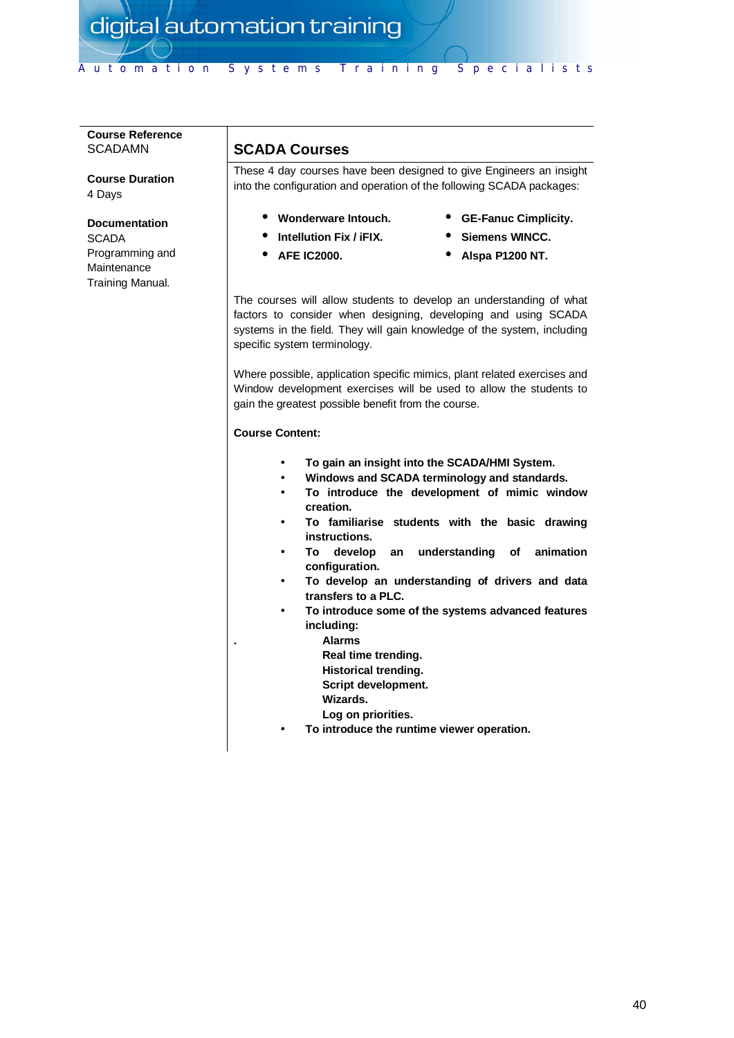**Course Reference**
SCADAMN

**Course Duration**
4 Days

**Documentation**
SCADA Programming and Maintenance Training Manual.

## SCADA Courses

These 4 day courses have been designed to give Engineers an insight into the configuration and operation of the following SCADA packages:

- **Wonderware Intouch.**
- **Intellution Fix / iFIX.**
- **AFE IC2000.**
- **GE-Fanuc Cimplicity.**
- **Siemens WINCC.**
- **Alspa P1200 NT.**

The courses will allow students to develop an understanding of what factors to consider when designing, developing and using SCADA systems in the field. They will gain knowledge of the system, including specific system terminology.

Where possible, application specific mimics, plant related exercises and Window development exercises will be used to allow the students to gain the greatest possible benefit from the course.

**Course Content:**

- **To gain an insight into the SCADA/HMI System.**
- **Windows and SCADA terminology and standards.**
- **To introduce the development of mimic window creation.**
- **To familiarise students with the basic drawing instructions.**
- **To develop an understanding of animation configuration.**
- **To develop an understanding of drivers and data transfers to a PLC.**
- **To introduce some of the systems advanced features including:**
  - **Alarms**
  - **Real time trending.**
  - **Historical trending.**
  - **Script development.**
  - **Wizards.**
  - **Log on priorities.**
- **To introduce the runtime viewer operation.**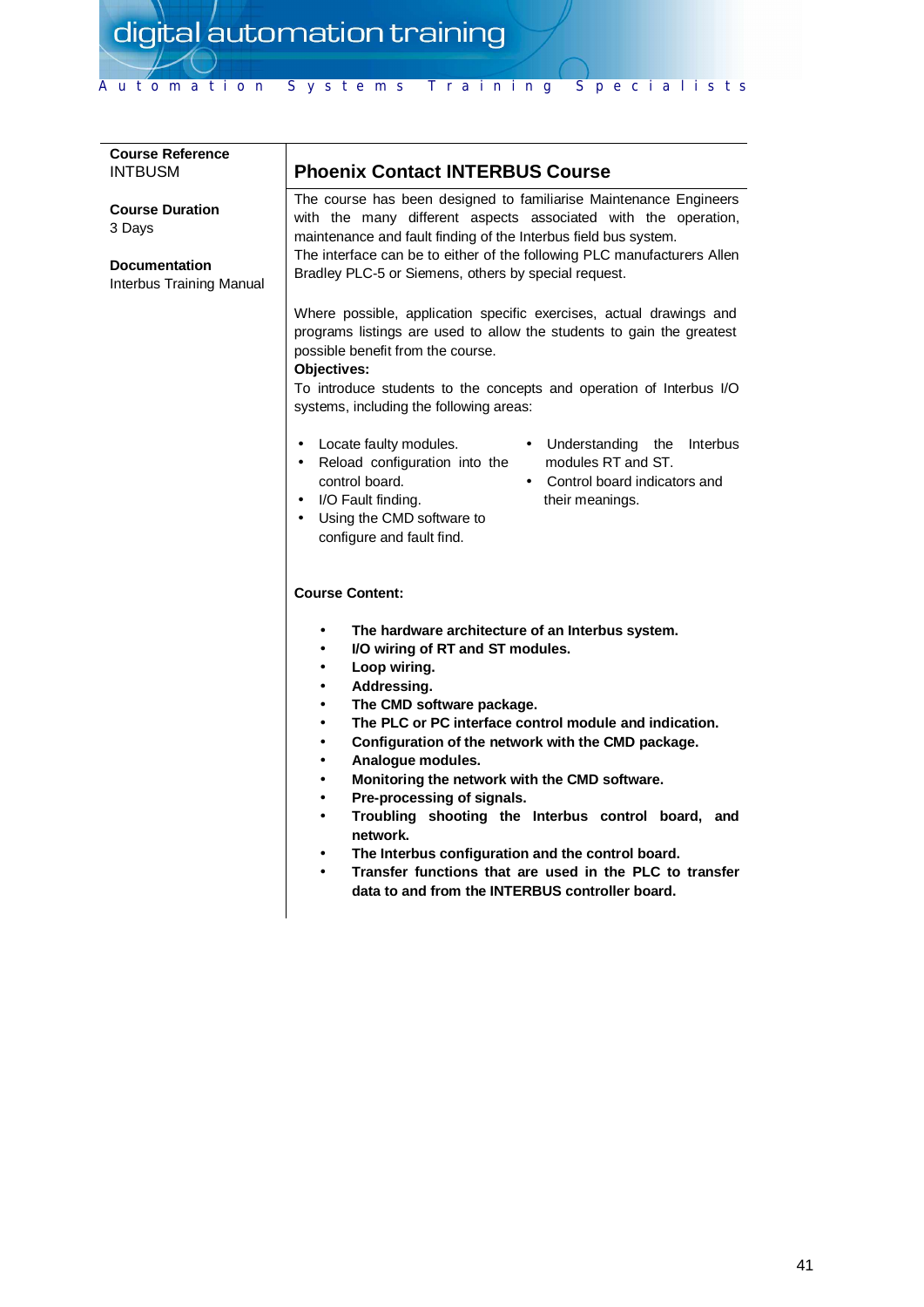**Course Reference**
INTBUSM

**Course Duration**
3 Days

**Documentation**
Interbus Training Manual

## Phoenix Contact INTERBUS Course

The course has been designed to familiarise Maintenance Engineers with the many different aspects associated with the operation, maintenance and fault finding of the Interbus field bus system.
The interface can be to either of the following PLC manufacturers Allen Bradley PLC-5 or Siemens, others by special request.

Where possible, application specific exercises, actual drawings and programs listings are used to allow the students to gain the greatest possible benefit from the course.

**Objectives:**

To introduce students to the concepts and operation of Interbus I/O systems, including the following areas:

- Locate faulty modules.
- Reload configuration into the control board.
- I/O Fault finding.
- Using the CMD software to configure and fault find.
- Understanding the Interbus modules RT and ST.
- Control board indicators and their meanings.

**Course Content:**

- **The hardware architecture of an Interbus system.**
- **I/O wiring of RT and ST modules.**
- **Loop wiring.**
- **Addressing.**
- **The CMD software package.**
- **The PLC or PC interface control module and indication.**
- **Configuration of the network with the CMD package.**
- **Analogue modules.**
- **Monitoring the network with the CMD software.**
- **Pre-processing of signals.**
- **Troubling shooting the Interbus control board, and network.**
- **The Interbus configuration and the control board.**
- **Transfer functions that are used in the PLC to transfer data to and from the INTERBUS controller board.**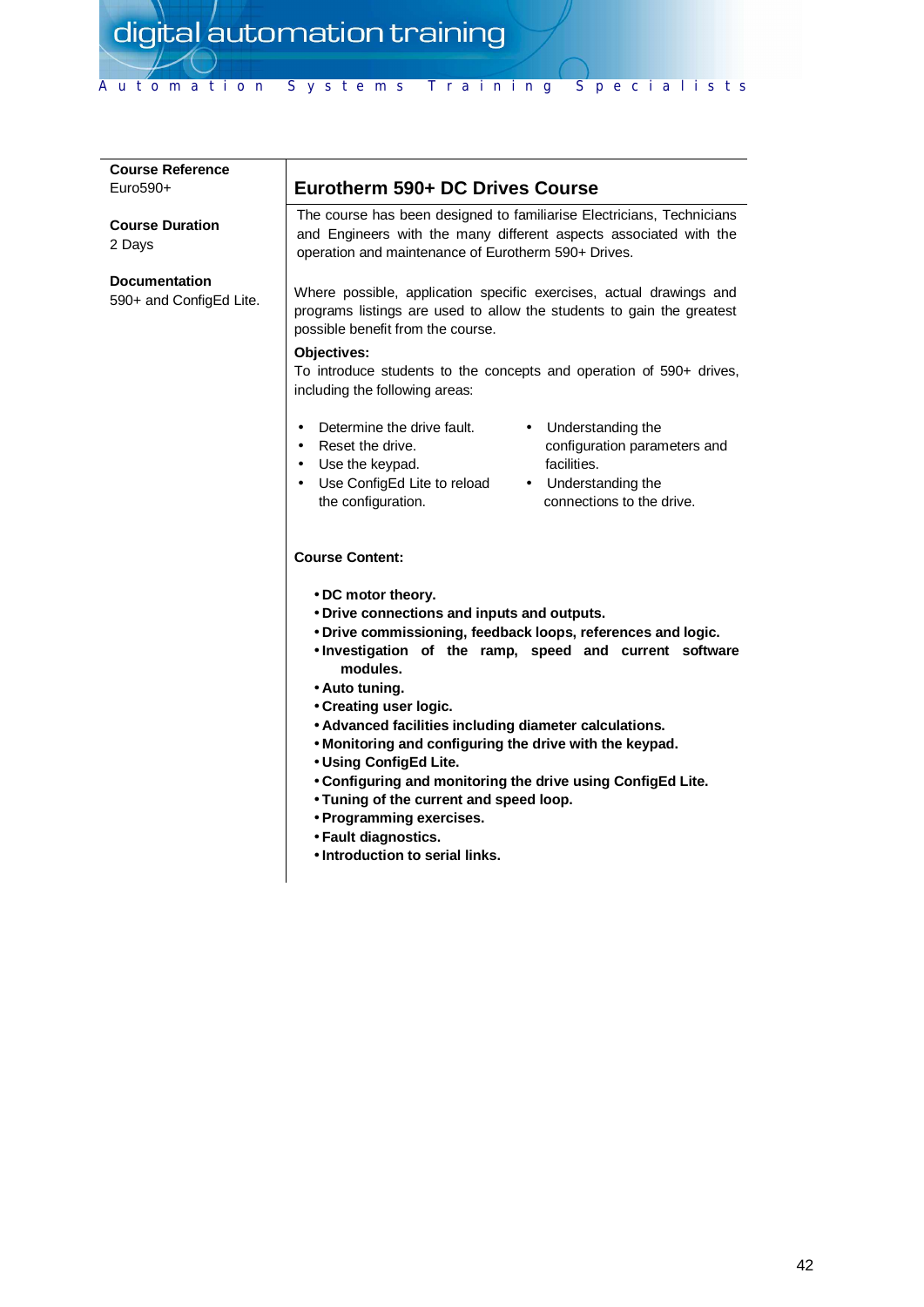**Course Reference**
Euro590+

**Course Duration**
2 Days

**Documentation**
590+ and ConfigEd Lite.

## Eurotherm 590+ DC Drives Course

The course has been designed to familiarise Electricians, Technicians and Engineers with the many different aspects associated with the operation and maintenance of Eurotherm 590+ Drives.

Where possible, application specific exercises, actual drawings and programs listings are used to allow the students to gain the greatest possible benefit from the course.

**Objectives:**
To introduce students to the concepts and operation of 590+ drives, including the following areas:

- Determine the drive fault.
- Reset the drive.
- Use the keypad.
- Use ConfigEd Lite to reload the configuration.
- Understanding the configuration parameters and facilities.
- Understanding the connections to the drive.

**Course Content:**

- **DC motor theory.**
- **Drive connections and inputs and outputs.**
- **Drive commissioning, feedback loops, references and logic.**
- **Investigation of the ramp, speed and current software modules.**
- **Auto tuning.**
- **Creating user logic.**
- **Advanced facilities including diameter calculations.**
- **Monitoring and configuring the drive with the keypad.**
- **Using ConfigEd Lite.**
- **Configuring and monitoring the drive using ConfigEd Lite.**
- **Tuning of the current and speed loop.**
- **Programming exercises.**
- **Fault diagnostics.**
- **Introduction to serial links.**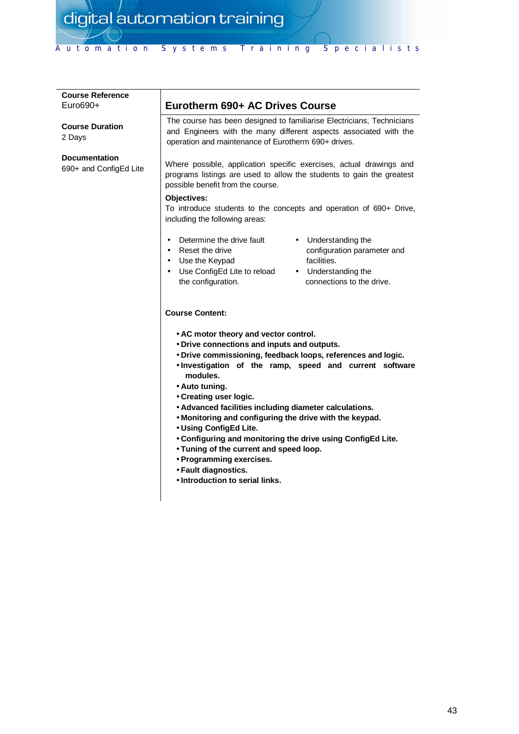**Course Reference**
Euro690+

**Course Duration**
2 Days

**Documentation**
690+ and ConfigEd Lite

## Eurotherm 690+ AC Drives Course

The course has been designed to familiarise Electricians, Technicians and Engineers with the many different aspects associated with the operation and maintenance of Eurotherm 690+ drives.

Where possible, application specific exercises, actual drawings and programs listings are used to allow the students to gain the greatest possible benefit from the course.

**Objectives:**
To introduce students to the concepts and operation of 690+ Drive, including the following areas:

- Determine the drive fault
- Reset the drive
- Use the Keypad
- Use ConfigEd Lite to reload the configuration.
- Understanding the configuration parameter and facilities.
- Understanding the connections to the drive.

**Course Content:**

- **AC motor theory and vector control.**
- **Drive connections and inputs and outputs.**
- **Drive commissioning, feedback loops, references and logic.**
- **Investigation of the ramp, speed and current software modules.**
- **Auto tuning.**
- **Creating user logic.**
- **Advanced facilities including diameter calculations.**
- **Monitoring and configuring the drive with the keypad.**
- **Using ConfigEd Lite.**
- **Configuring and monitoring the drive using ConfigEd Lite.**
- **Tuning of the current and speed loop.**
- **Programming exercises.**
- **Fault diagnostics.**
- **Introduction to serial links.**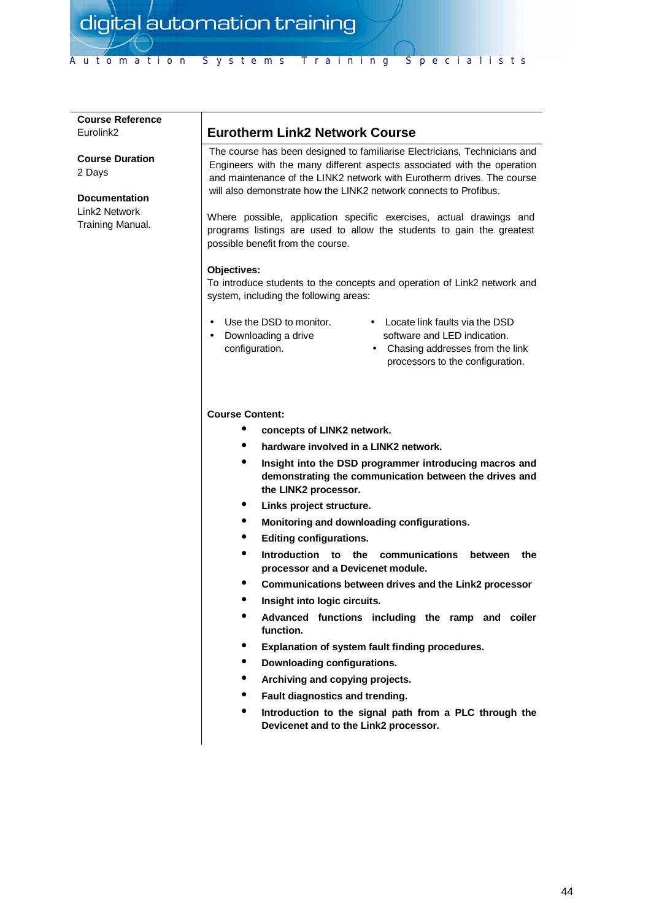**Course Reference**
Eurolink2

**Course Duration**
2 Days

**Documentation**
Link2 Network Training Manual.

## Eurotherm Link2 Network Course

The course has been designed to familiarise Electricians, Technicians and Engineers with the many different aspects associated with the operation and maintenance of the LINK2 network with Eurotherm drives. The course will also demonstrate how the LINK2 network connects to Profibus.

Where possible, application specific exercises, actual drawings and programs listings are used to allow the students to gain the greatest possible benefit from the course.

**Objectives:**
To introduce students to the concepts and operation of Link2 network and system, including the following areas:

- Use the DSD to monitor.
- Downloading a drive configuration.
- Locate link faults via the DSD software and LED indication.
- Chasing addresses from the link processors to the configuration.

**Course Content:**

- **concepts of LINK2 network.**
- **hardware involved in a LINK2 network.**
- **Insight into the DSD programmer introducing macros and demonstrating the communication between the drives and the LINK2 processor.**
- **Links project structure.**
- **Monitoring and downloading configurations.**
- **Editing configurations.**
- **Introduction to the communications between the processor and a Devicenet module.**
- **Communications between drives and the Link2 processor**
- **Insight into logic circuits.**
- **Advanced functions including the ramp and coiler function.**
- **Explanation of system fault finding procedures.**
- **Downloading configurations.**
- **Archiving and copying projects.**
- **Fault diagnostics and trending.**
- **Introduction to the signal path from a PLC through the Devicenet and to the Link2 processor.**